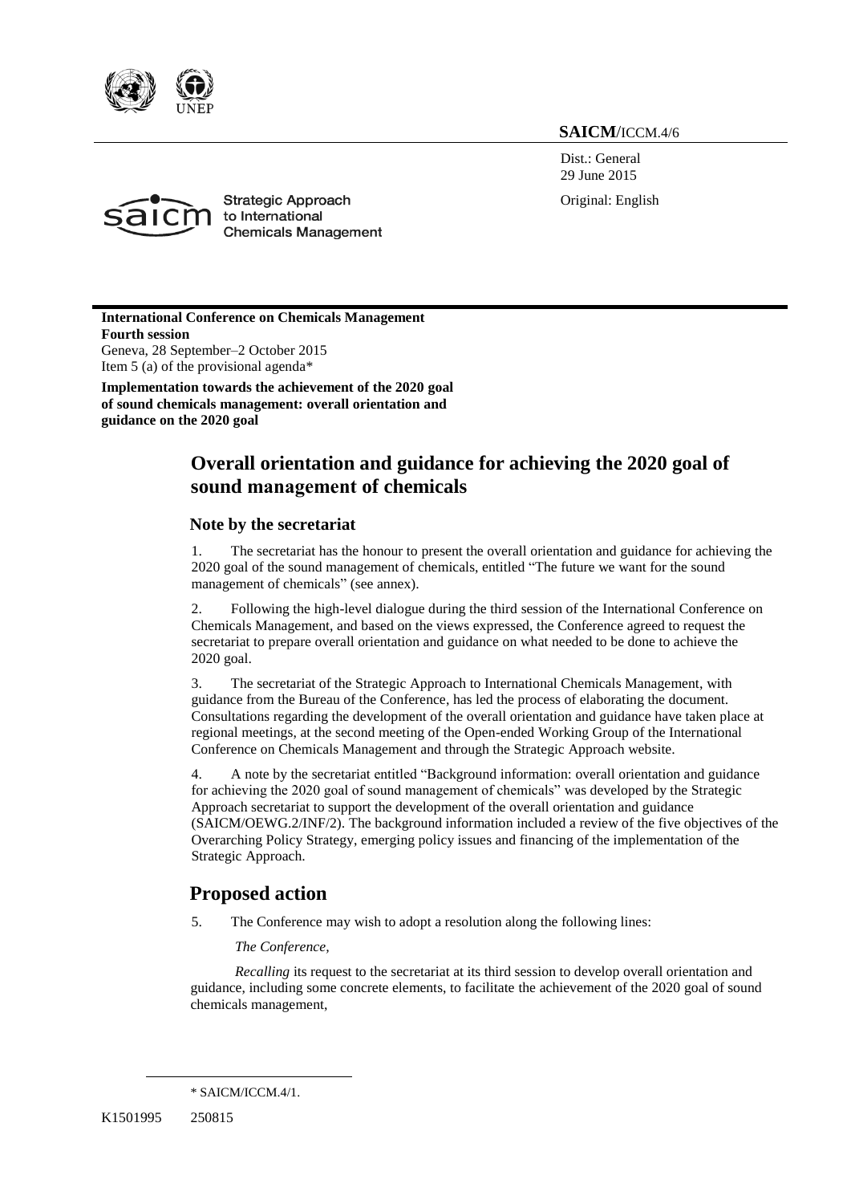**SAICM**/ICCM.4/6

Dist.: General
29 June 2015

Original: English

Strategic Approach to International Chemicals Management

**International Conference on Chemicals Management**
**Fourth session**
Geneva, 28 September–2 October 2015
Item 5 (a) of the provisional agenda*

**Implementation towards the achievement of the 2020 goal of sound chemicals management: overall orientation and guidance on the 2020 goal**

# Overall orientation and guidance for achieving the 2020 goal of sound management of chemicals

## Note by the secretariat

1. The secretariat has the honour to present the overall orientation and guidance for achieving the 2020 goal of the sound management of chemicals, entitled "The future we want for the sound management of chemicals" (see annex).

2. Following the high-level dialogue during the third session of the International Conference on Chemicals Management, and based on the views expressed, the Conference agreed to request the secretariat to prepare overall orientation and guidance on what needed to be done to achieve the 2020 goal.

3. The secretariat of the Strategic Approach to International Chemicals Management, with guidance from the Bureau of the Conference, has led the process of elaborating the document. Consultations regarding the development of the overall orientation and guidance have taken place at regional meetings, at the second meeting of the Open-ended Working Group of the International Conference on Chemicals Management and through the Strategic Approach website.

4. A note by the secretariat entitled "Background information: overall orientation and guidance for achieving the 2020 goal of sound management of chemicals" was developed by the Strategic Approach secretariat to support the development of the overall orientation and guidance (SAICM/OEWG.2/INF/2). The background information included a review of the five objectives of the Overarching Policy Strategy, emerging policy issues and financing of the implementation of the Strategic Approach.

## Proposed action

5. The Conference may wish to adopt a resolution along the following lines:

*The Conference,*

*Recalling* its request to the secretariat at its third session to develop overall orientation and guidance, including some concrete elements, to facilitate the achievement of the 2020 goal of sound chemicals management,

---

\* SAICM/ICCM.4/1.

K1501995 250815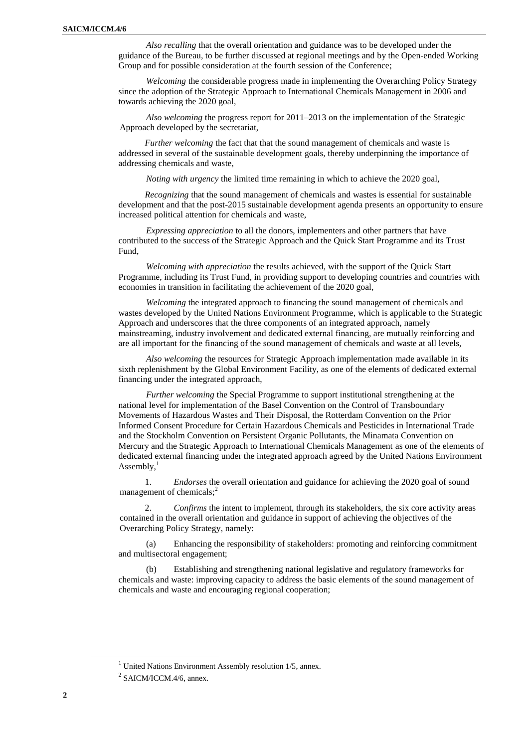*Also recalling* that the overall orientation and guidance was to be developed under the guidance of the Bureau, to be further discussed at regional meetings and by the Open-ended Working Group and for possible consideration at the fourth session of the Conference;

*Welcoming* the considerable progress made in implementing the Overarching Policy Strategy since the adoption of the Strategic Approach to International Chemicals Management in 2006 and towards achieving the 2020 goal,

*Also welcoming* the progress report for 2011–2013 on the implementation of the Strategic Approach developed by the secretariat,

*Further welcoming* the fact that that the sound management of chemicals and waste is addressed in several of the sustainable development goals, thereby underpinning the importance of addressing chemicals and waste,

*Noting with urgency* the limited time remaining in which to achieve the 2020 goal,

*Recognizing* that the sound management of chemicals and wastes is essential for sustainable development and that the post-2015 sustainable development agenda presents an opportunity to ensure increased political attention for chemicals and waste,

*Expressing appreciation* to all the donors, implementers and other partners that have contributed to the success of the Strategic Approach and the Quick Start Programme and its Trust Fund,

*Welcoming with appreciation* the results achieved, with the support of the Quick Start Programme, including its Trust Fund, in providing support to developing countries and countries with economies in transition in facilitating the achievement of the 2020 goal,

*Welcoming* the integrated approach to financing the sound management of chemicals and wastes developed by the United Nations Environment Programme, which is applicable to the Strategic Approach and underscores that the three components of an integrated approach, namely mainstreaming, industry involvement and dedicated external financing, are mutually reinforcing and are all important for the financing of the sound management of chemicals and waste at all levels,

*Also welcoming* the resources for Strategic Approach implementation made available in its sixth replenishment by the Global Environment Facility, as one of the elements of dedicated external financing under the integrated approach,

*Further welcoming* the Special Programme to support institutional strengthening at the national level for implementation of the Basel Convention on the Control of Transboundary Movements of Hazardous Wastes and Their Disposal, the Rotterdam Convention on the Prior Informed Consent Procedure for Certain Hazardous Chemicals and Pesticides in International Trade and the Stockholm Convention on Persistent Organic Pollutants, the Minamata Convention on Mercury and the Strategic Approach to International Chemicals Management as one of the elements of dedicated external financing under the integrated approach agreed by the United Nations Environment Assembly,[1]

1. *Endorses* the overall orientation and guidance for achieving the 2020 goal of sound management of chemicals;[2]

2. *Confirms* the intent to implement, through its stakeholders, the six core activity areas contained in the overall orientation and guidance in support of achieving the objectives of the Overarching Policy Strategy, namely:

(a) Enhancing the responsibility of stakeholders: promoting and reinforcing commitment and multisectoral engagement;

(b) Establishing and strengthening national legislative and regulatory frameworks for chemicals and waste: improving capacity to address the basic elements of the sound management of chemicals and waste and encouraging regional cooperation;

---

[1] United Nations Environment Assembly resolution 1/5, annex.

[2] SAICM/ICCM.4/6, annex.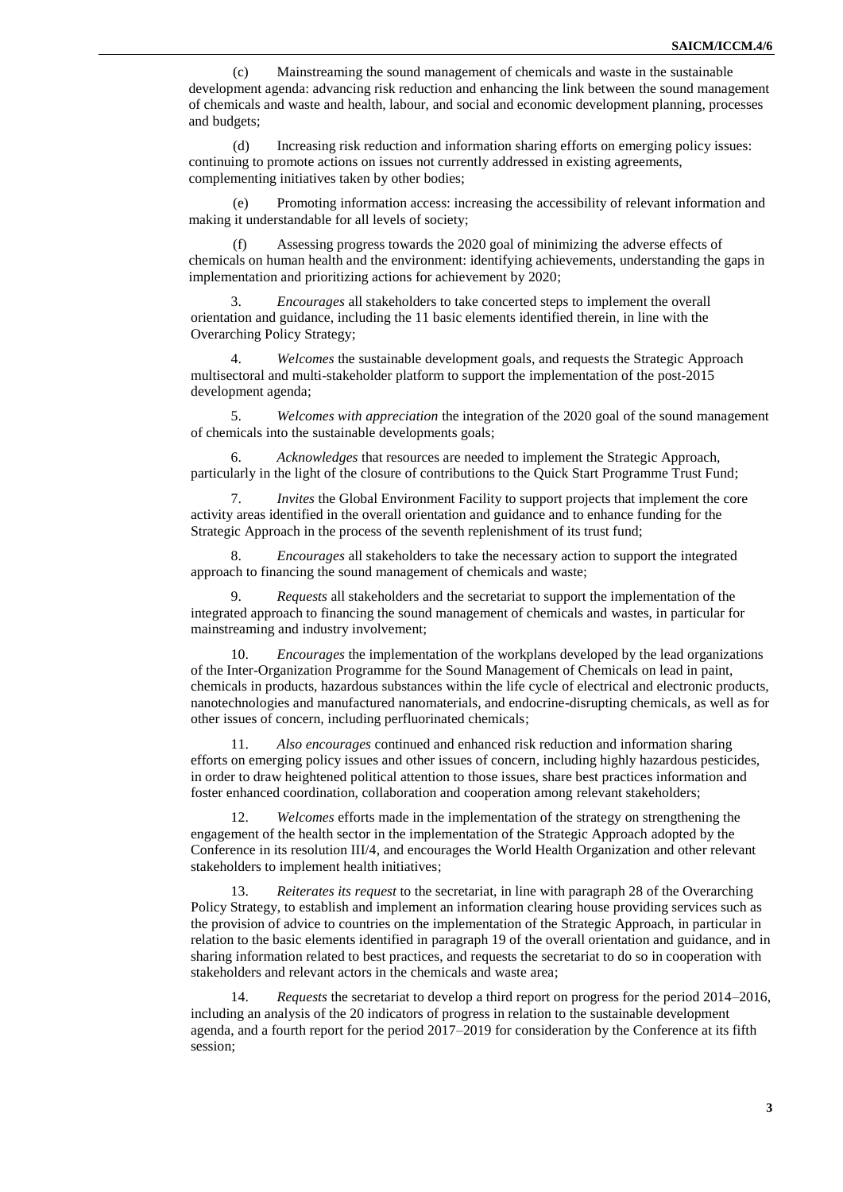(c) Mainstreaming the sound management of chemicals and waste in the sustainable development agenda: advancing risk reduction and enhancing the link between the sound management of chemicals and waste and health, labour, and social and economic development planning, processes and budgets;

(d) Increasing risk reduction and information sharing efforts on emerging policy issues: continuing to promote actions on issues not currently addressed in existing agreements, complementing initiatives taken by other bodies;

(e) Promoting information access: increasing the accessibility of relevant information and making it understandable for all levels of society;

(f) Assessing progress towards the 2020 goal of minimizing the adverse effects of chemicals on human health and the environment: identifying achievements, understanding the gaps in implementation and prioritizing actions for achievement by 2020;

3. *Encourages* all stakeholders to take concerted steps to implement the overall orientation and guidance, including the 11 basic elements identified therein, in line with the Overarching Policy Strategy;

4. *Welcomes* the sustainable development goals, and requests the Strategic Approach multisectoral and multi-stakeholder platform to support the implementation of the post-2015 development agenda;

5. *Welcomes with appreciation* the integration of the 2020 goal of the sound management of chemicals into the sustainable developments goals;

6. *Acknowledges* that resources are needed to implement the Strategic Approach, particularly in the light of the closure of contributions to the Quick Start Programme Trust Fund;

7. *Invites* the Global Environment Facility to support projects that implement the core activity areas identified in the overall orientation and guidance and to enhance funding for the Strategic Approach in the process of the seventh replenishment of its trust fund;

8. *Encourages* all stakeholders to take the necessary action to support the integrated approach to financing the sound management of chemicals and waste;

9. *Requests* all stakeholders and the secretariat to support the implementation of the integrated approach to financing the sound management of chemicals and wastes, in particular for mainstreaming and industry involvement;

10. *Encourages* the implementation of the workplans developed by the lead organizations of the Inter-Organization Programme for the Sound Management of Chemicals on lead in paint, chemicals in products, hazardous substances within the life cycle of electrical and electronic products, nanotechnologies and manufactured nanomaterials, and endocrine-disrupting chemicals, as well as for other issues of concern, including perfluorinated chemicals;

11. *Also encourages* continued and enhanced risk reduction and information sharing efforts on emerging policy issues and other issues of concern, including highly hazardous pesticides, in order to draw heightened political attention to those issues, share best practices information and foster enhanced coordination, collaboration and cooperation among relevant stakeholders;

12. *Welcomes* efforts made in the implementation of the strategy on strengthening the engagement of the health sector in the implementation of the Strategic Approach adopted by the Conference in its resolution III/4, and encourages the World Health Organization and other relevant stakeholders to implement health initiatives;

13. *Reiterates its request* to the secretariat, in line with paragraph 28 of the Overarching Policy Strategy, to establish and implement an information clearing house providing services such as the provision of advice to countries on the implementation of the Strategic Approach, in particular in relation to the basic elements identified in paragraph 19 of the overall orientation and guidance, and in sharing information related to best practices, and requests the secretariat to do so in cooperation with stakeholders and relevant actors in the chemicals and waste area;

14. *Requests* the secretariat to develop a third report on progress for the period 2014–2016, including an analysis of the 20 indicators of progress in relation to the sustainable development agenda, and a fourth report for the period 2017–2019 for consideration by the Conference at its fifth session;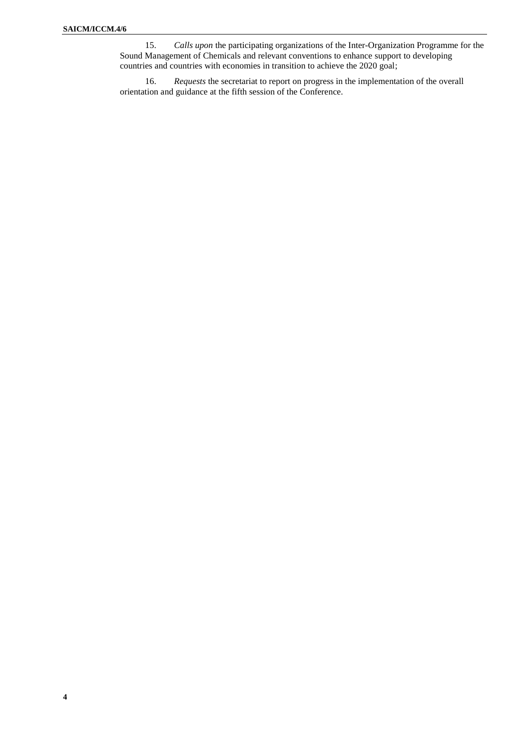15. *Calls upon* the participating organizations of the Inter-Organization Programme for the Sound Management of Chemicals and relevant conventions to enhance support to developing countries and countries with economies in transition to achieve the 2020 goal;

16. *Requests* the secretariat to report on progress in the implementation of the overall orientation and guidance at the fifth session of the Conference.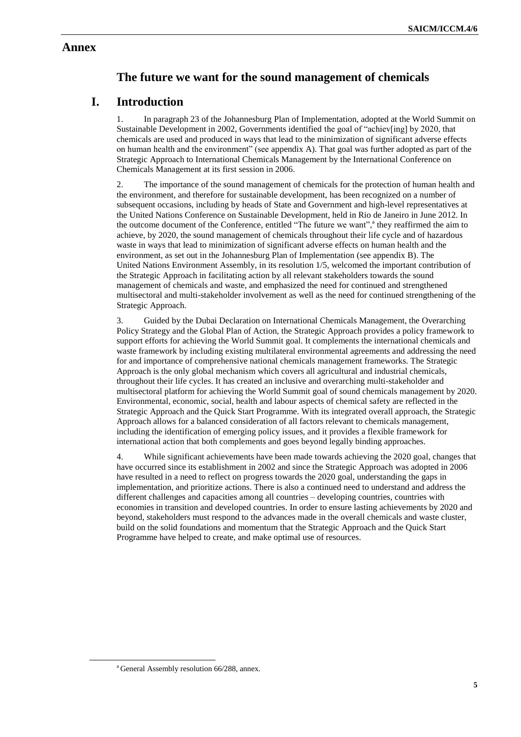# Annex

## The future we want for the sound management of chemicals

## I. Introduction

1. In paragraph 23 of the Johannesburg Plan of Implementation, adopted at the World Summit on Sustainable Development in 2002, Governments identified the goal of "achiev[ing] by 2020, that chemicals are used and produced in ways that lead to the minimization of significant adverse effects on human health and the environment" (see appendix A). That goal was further adopted as part of the Strategic Approach to International Chemicals Management by the International Conference on Chemicals Management at its first session in 2006.

2. The importance of the sound management of chemicals for the protection of human health and the environment, and therefore for sustainable development, has been recognized on a number of subsequent occasions, including by heads of State and Government and high-level representatives at the United Nations Conference on Sustainable Development, held in Rio de Janeiro in June 2012. In the outcome document of the Conference, entitled "The future we want",[a] they reaffirmed the aim to achieve, by 2020, the sound management of chemicals throughout their life cycle and of hazardous waste in ways that lead to minimization of significant adverse effects on human health and the environment, as set out in the Johannesburg Plan of Implementation (see appendix B). The United Nations Environment Assembly, in its resolution 1/5, welcomed the important contribution of the Strategic Approach in facilitating action by all relevant stakeholders towards the sound management of chemicals and waste, and emphasized the need for continued and strengthened multisectoral and multi-stakeholder involvement as well as the need for continued strengthening of the Strategic Approach.

3. Guided by the Dubai Declaration on International Chemicals Management, the Overarching Policy Strategy and the Global Plan of Action, the Strategic Approach provides a policy framework to support efforts for achieving the World Summit goal. It complements the international chemicals and waste framework by including existing multilateral environmental agreements and addressing the need for and importance of comprehensive national chemicals management frameworks. The Strategic Approach is the only global mechanism which covers all agricultural and industrial chemicals, throughout their life cycles. It has created an inclusive and overarching multi-stakeholder and multisectoral platform for achieving the World Summit goal of sound chemicals management by 2020. Environmental, economic, social, health and labour aspects of chemical safety are reflected in the Strategic Approach and the Quick Start Programme. With its integrated overall approach, the Strategic Approach allows for a balanced consideration of all factors relevant to chemicals management, including the identification of emerging policy issues, and it provides a flexible framework for international action that both complements and goes beyond legally binding approaches.

4. While significant achievements have been made towards achieving the 2020 goal, changes that have occurred since its establishment in 2002 and since the Strategic Approach was adopted in 2006 have resulted in a need to reflect on progress towards the 2020 goal, understanding the gaps in implementation, and prioritize actions. There is also a continued need to understand and address the different challenges and capacities among all countries – developing countries, countries with economies in transition and developed countries. In order to ensure lasting achievements by 2020 and beyond, stakeholders must respond to the advances made in the overall chemicals and waste cluster, build on the solid foundations and momentum that the Strategic Approach and the Quick Start Programme have helped to create, and make optimal use of resources.

[a] General Assembly resolution 66/288, annex.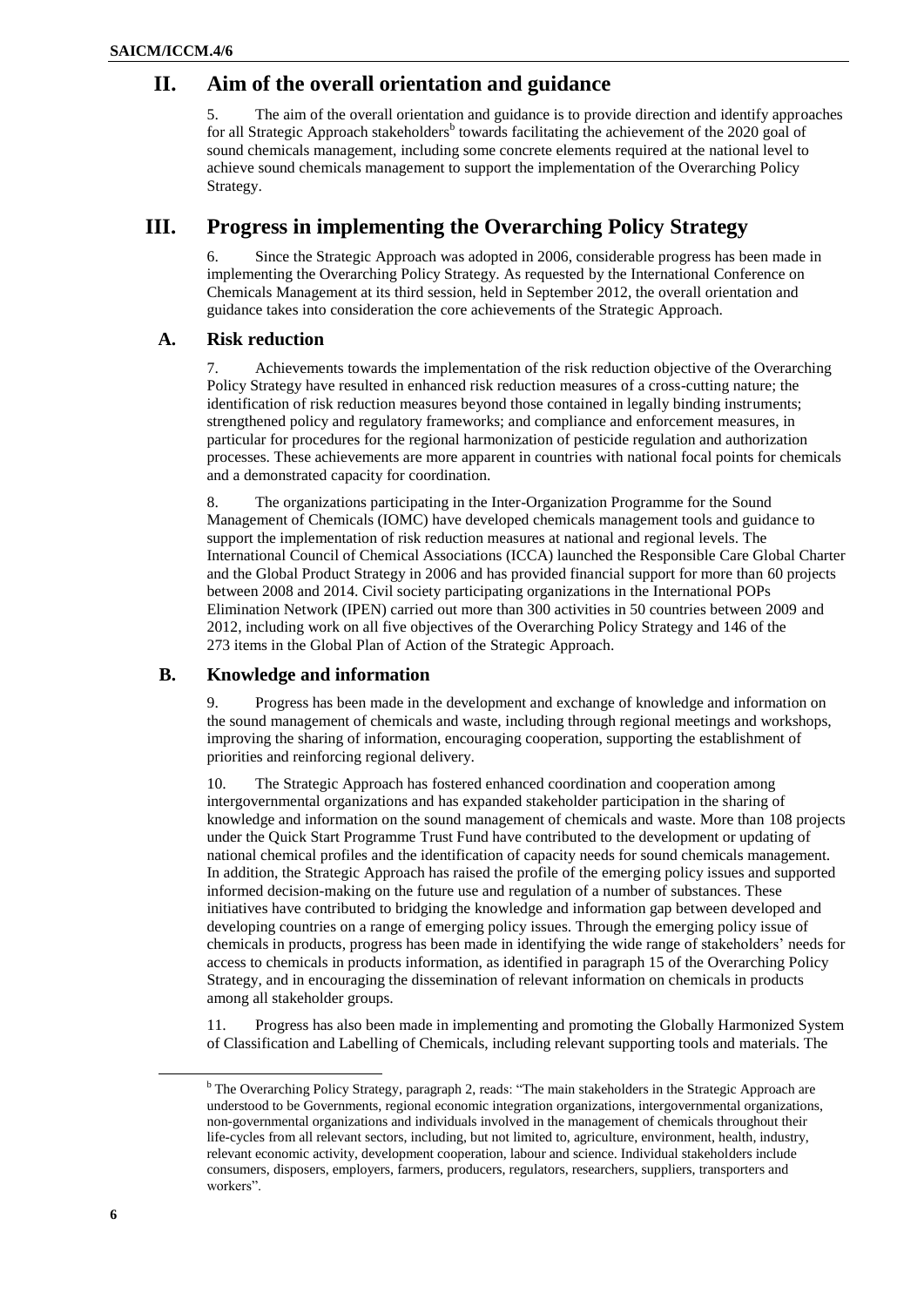## II. Aim of the overall orientation and guidance

5. The aim of the overall orientation and guidance is to provide direction and identify approaches for all Strategic Approach stakeholders[b] towards facilitating the achievement of the 2020 goal of sound chemicals management, including some concrete elements required at the national level to achieve sound chemicals management to support the implementation of the Overarching Policy Strategy.

## III. Progress in implementing the Overarching Policy Strategy

6. Since the Strategic Approach was adopted in 2006, considerable progress has been made in implementing the Overarching Policy Strategy. As requested by the International Conference on Chemicals Management at its third session, held in September 2012, the overall orientation and guidance takes into consideration the core achievements of the Strategic Approach.

### A. Risk reduction

7. Achievements towards the implementation of the risk reduction objective of the Overarching Policy Strategy have resulted in enhanced risk reduction measures of a cross-cutting nature; the identification of risk reduction measures beyond those contained in legally binding instruments; strengthened policy and regulatory frameworks; and compliance and enforcement measures, in particular for procedures for the regional harmonization of pesticide regulation and authorization processes. These achievements are more apparent in countries with national focal points for chemicals and a demonstrated capacity for coordination.

8. The organizations participating in the Inter-Organization Programme for the Sound Management of Chemicals (IOMC) have developed chemicals management tools and guidance to support the implementation of risk reduction measures at national and regional levels. The International Council of Chemical Associations (ICCA) launched the Responsible Care Global Charter and the Global Product Strategy in 2006 and has provided financial support for more than 60 projects between 2008 and 2014. Civil society participating organizations in the International POPs Elimination Network (IPEN) carried out more than 300 activities in 50 countries between 2009 and 2012, including work on all five objectives of the Overarching Policy Strategy and 146 of the 273 items in the Global Plan of Action of the Strategic Approach.

### B. Knowledge and information

9. Progress has been made in the development and exchange of knowledge and information on the sound management of chemicals and waste, including through regional meetings and workshops, improving the sharing of information, encouraging cooperation, supporting the establishment of priorities and reinforcing regional delivery.

10. The Strategic Approach has fostered enhanced coordination and cooperation among intergovernmental organizations and has expanded stakeholder participation in the sharing of knowledge and information on the sound management of chemicals and waste. More than 108 projects under the Quick Start Programme Trust Fund have contributed to the development or updating of national chemical profiles and the identification of capacity needs for sound chemicals management. In addition, the Strategic Approach has raised the profile of the emerging policy issues and supported informed decision-making on the future use and regulation of a number of substances. These initiatives have contributed to bridging the knowledge and information gap between developed and developing countries on a range of emerging policy issues. Through the emerging policy issue of chemicals in products, progress has been made in identifying the wide range of stakeholders' needs for access to chemicals in products information, as identified in paragraph 15 of the Overarching Policy Strategy, and in encouraging the dissemination of relevant information on chemicals in products among all stakeholder groups.

11. Progress has also been made in implementing and promoting the Globally Harmonized System of Classification and Labelling of Chemicals, including relevant supporting tools and materials. The

[b] The Overarching Policy Strategy, paragraph 2, reads: "The main stakeholders in the Strategic Approach are understood to be Governments, regional economic integration organizations, intergovernmental organizations, non-governmental organizations and individuals involved in the management of chemicals throughout their life-cycles from all relevant sectors, including, but not limited to, agriculture, environment, health, industry, relevant economic activity, development cooperation, labour and science. Individual stakeholders include consumers, disposers, employers, farmers, producers, regulators, researchers, suppliers, transporters and workers".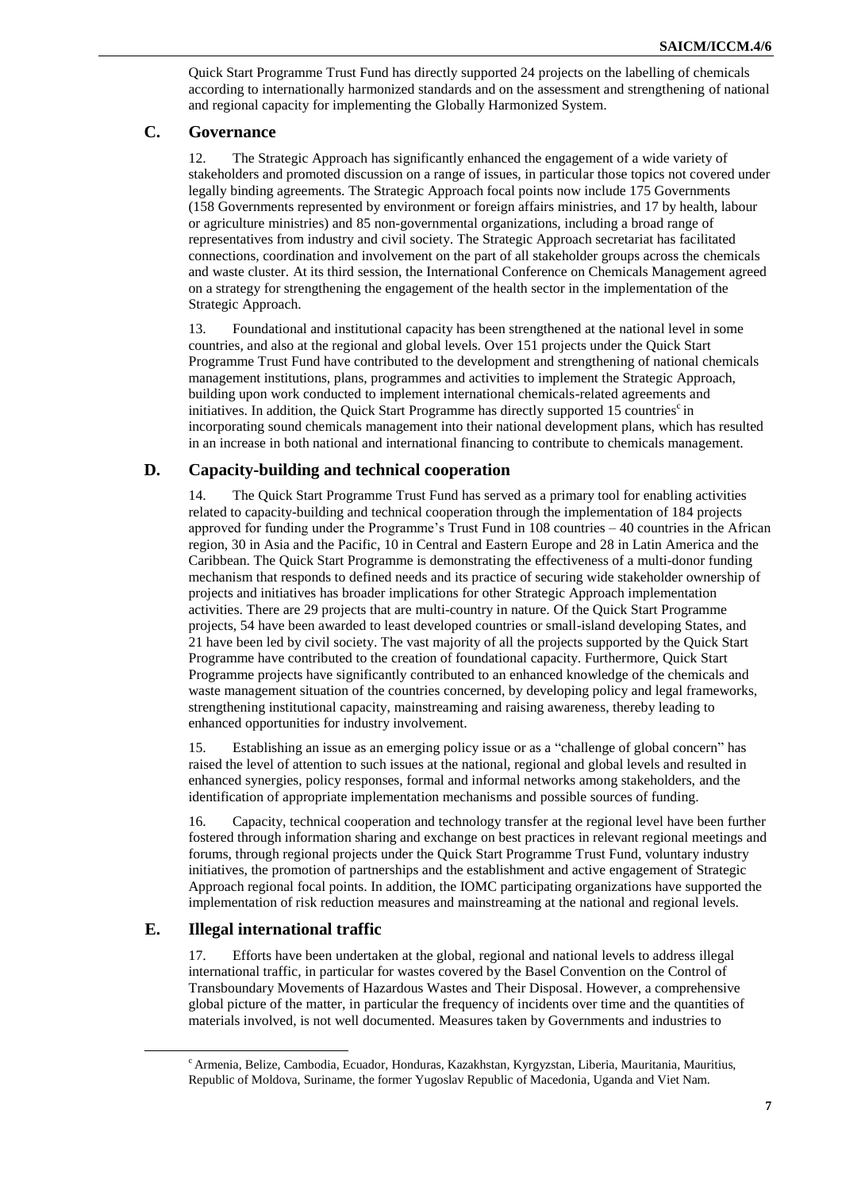Quick Start Programme Trust Fund has directly supported 24 projects on the labelling of chemicals according to internationally harmonized standards and on the assessment and strengthening of national and regional capacity for implementing the Globally Harmonized System.

## C. Governance

12. The Strategic Approach has significantly enhanced the engagement of a wide variety of stakeholders and promoted discussion on a range of issues, in particular those topics not covered under legally binding agreements. The Strategic Approach focal points now include 175 Governments (158 Governments represented by environment or foreign affairs ministries, and 17 by health, labour or agriculture ministries) and 85 non-governmental organizations, including a broad range of representatives from industry and civil society. The Strategic Approach secretariat has facilitated connections, coordination and involvement on the part of all stakeholder groups across the chemicals and waste cluster. At its third session, the International Conference on Chemicals Management agreed on a strategy for strengthening the engagement of the health sector in the implementation of the Strategic Approach.

13. Foundational and institutional capacity has been strengthened at the national level in some countries, and also at the regional and global levels. Over 151 projects under the Quick Start Programme Trust Fund have contributed to the development and strengthening of national chemicals management institutions, plans, programmes and activities to implement the Strategic Approach, building upon work conducted to implement international chemicals-related agreements and initiatives. In addition, the Quick Start Programme has directly supported 15 countries[c] in incorporating sound chemicals management into their national development plans, which has resulted in an increase in both national and international financing to contribute to chemicals management.

## D. Capacity-building and technical cooperation

14. The Quick Start Programme Trust Fund has served as a primary tool for enabling activities related to capacity-building and technical cooperation through the implementation of 184 projects approved for funding under the Programme's Trust Fund in 108 countries – 40 countries in the African region, 30 in Asia and the Pacific, 10 in Central and Eastern Europe and 28 in Latin America and the Caribbean. The Quick Start Programme is demonstrating the effectiveness of a multi-donor funding mechanism that responds to defined needs and its practice of securing wide stakeholder ownership of projects and initiatives has broader implications for other Strategic Approach implementation activities. There are 29 projects that are multi-country in nature. Of the Quick Start Programme projects, 54 have been awarded to least developed countries or small-island developing States, and 21 have been led by civil society. The vast majority of all the projects supported by the Quick Start Programme have contributed to the creation of foundational capacity. Furthermore, Quick Start Programme projects have significantly contributed to an enhanced knowledge of the chemicals and waste management situation of the countries concerned, by developing policy and legal frameworks, strengthening institutional capacity, mainstreaming and raising awareness, thereby leading to enhanced opportunities for industry involvement.

15. Establishing an issue as an emerging policy issue or as a "challenge of global concern" has raised the level of attention to such issues at the national, regional and global levels and resulted in enhanced synergies, policy responses, formal and informal networks among stakeholders, and the identification of appropriate implementation mechanisms and possible sources of funding.

16. Capacity, technical cooperation and technology transfer at the regional level have been further fostered through information sharing and exchange on best practices in relevant regional meetings and forums, through regional projects under the Quick Start Programme Trust Fund, voluntary industry initiatives, the promotion of partnerships and the establishment and active engagement of Strategic Approach regional focal points. In addition, the IOMC participating organizations have supported the implementation of risk reduction measures and mainstreaming at the national and regional levels.

## E. Illegal international traffic

17. Efforts have been undertaken at the global, regional and national levels to address illegal international traffic, in particular for wastes covered by the Basel Convention on the Control of Transboundary Movements of Hazardous Wastes and Their Disposal. However, a comprehensive global picture of the matter, in particular the frequency of incidents over time and the quantities of materials involved, is not well documented. Measures taken by Governments and industries to

---

[c] Armenia, Belize, Cambodia, Ecuador, Honduras, Kazakhstan, Kyrgyzstan, Liberia, Mauritania, Mauritius, Republic of Moldova, Suriname, the former Yugoslav Republic of Macedonia, Uganda and Viet Nam.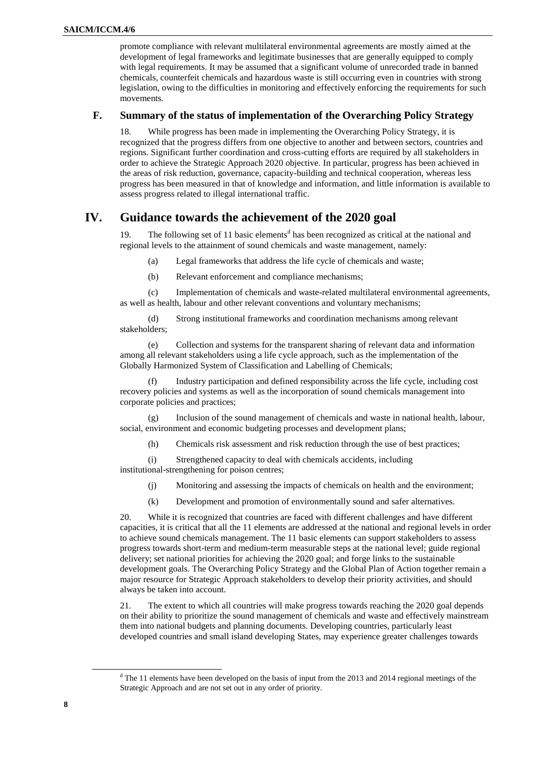promote compliance with relevant multilateral environmental agreements are mostly aimed at the development of legal frameworks and legitimate businesses that are generally equipped to comply with legal requirements. It may be assumed that a significant volume of unrecorded trade in banned chemicals, counterfeit chemicals and hazardous waste is still occurring even in countries with strong legislation, owing to the difficulties in monitoring and effectively enforcing the requirements for such movements.

## F. Summary of the status of implementation of the Overarching Policy Strategy

18. While progress has been made in implementing the Overarching Policy Strategy, it is recognized that the progress differs from one objective to another and between sectors, countries and regions. Significant further coordination and cross-cutting efforts are required by all stakeholders in order to achieve the Strategic Approach 2020 objective. In particular, progress has been achieved in the areas of risk reduction, governance, capacity-building and technical cooperation, whereas less progress has been measured in that of knowledge and information, and little information is available to assess progress related to illegal international traffic.

# IV. Guidance towards the achievement of the 2020 goal

19. The following set of 11 basic elements[d] has been recognized as critical at the national and regional levels to the attainment of sound chemicals and waste management, namely:

(a) Legal frameworks that address the life cycle of chemicals and waste;

(b) Relevant enforcement and compliance mechanisms;

(c) Implementation of chemicals and waste-related multilateral environmental agreements, as well as health, labour and other relevant conventions and voluntary mechanisms;

(d) Strong institutional frameworks and coordination mechanisms among relevant stakeholders;

(e) Collection and systems for the transparent sharing of relevant data and information among all relevant stakeholders using a life cycle approach, such as the implementation of the Globally Harmonized System of Classification and Labelling of Chemicals;

(f) Industry participation and defined responsibility across the life cycle, including cost recovery policies and systems as well as the incorporation of sound chemicals management into corporate policies and practices;

(g) Inclusion of the sound management of chemicals and waste in national health, labour, social, environment and economic budgeting processes and development plans;

(h) Chemicals risk assessment and risk reduction through the use of best practices;

(i) Strengthened capacity to deal with chemicals accidents, including institutional-strengthening for poison centres;

(j) Monitoring and assessing the impacts of chemicals on health and the environment;

(k) Development and promotion of environmentally sound and safer alternatives.

20. While it is recognized that countries are faced with different challenges and have different capacities, it is critical that all the 11 elements are addressed at the national and regional levels in order to achieve sound chemicals management. The 11 basic elements can support stakeholders to assess progress towards short-term and medium-term measurable steps at the national level; guide regional delivery; set national priorities for achieving the 2020 goal; and forge links to the sustainable development goals. The Overarching Policy Strategy and the Global Plan of Action together remain a major resource for Strategic Approach stakeholders to develop their priority activities, and should always be taken into account.

21. The extent to which all countries will make progress towards reaching the 2020 goal depends on their ability to prioritize the sound management of chemicals and waste and effectively mainstream them into national budgets and planning documents. Developing countries, particularly least developed countries and small island developing States, may experience greater challenges towards

[d] The 11 elements have been developed on the basis of input from the 2013 and 2014 regional meetings of the Strategic Approach and are not set out in any order of priority.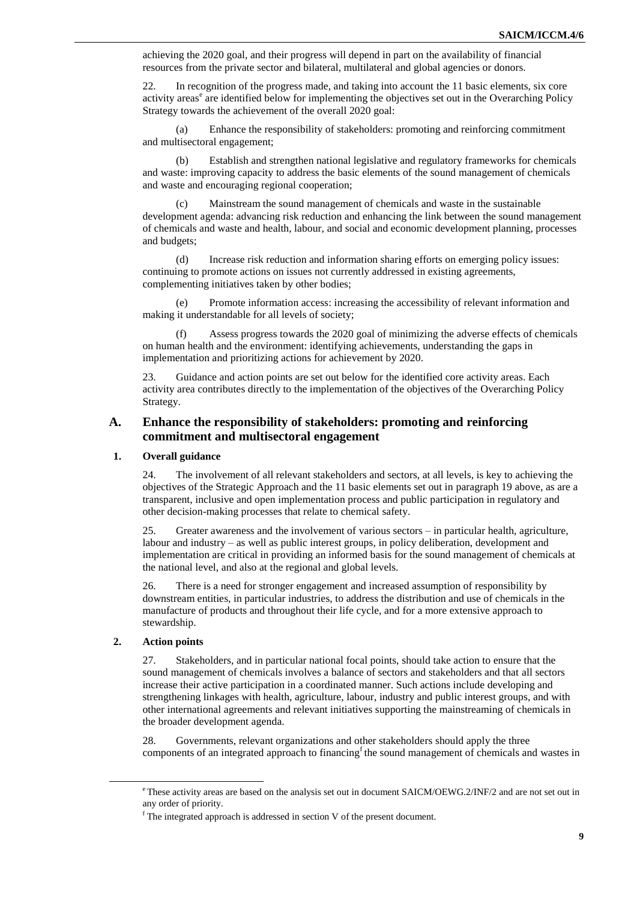achieving the 2020 goal, and their progress will depend in part on the availability of financial resources from the private sector and bilateral, multilateral and global agencies or donors.

22. In recognition of the progress made, and taking into account the 11 basic elements, six core activity areas[e] are identified below for implementing the objectives set out in the Overarching Policy Strategy towards the achievement of the overall 2020 goal:

(a) Enhance the responsibility of stakeholders: promoting and reinforcing commitment and multisectoral engagement;

(b) Establish and strengthen national legislative and regulatory frameworks for chemicals and waste: improving capacity to address the basic elements of the sound management of chemicals and waste and encouraging regional cooperation;

(c) Mainstream the sound management of chemicals and waste in the sustainable development agenda: advancing risk reduction and enhancing the link between the sound management of chemicals and waste and health, labour, and social and economic development planning, processes and budgets;

(d) Increase risk reduction and information sharing efforts on emerging policy issues: continuing to promote actions on issues not currently addressed in existing agreements, complementing initiatives taken by other bodies;

(e) Promote information access: increasing the accessibility of relevant information and making it understandable for all levels of society;

(f) Assess progress towards the 2020 goal of minimizing the adverse effects of chemicals on human health and the environment: identifying achievements, understanding the gaps in implementation and prioritizing actions for achievement by 2020.

23. Guidance and action points are set out below for the identified core activity areas. Each activity area contributes directly to the implementation of the objectives of the Overarching Policy Strategy.

## A. Enhance the responsibility of stakeholders: promoting and reinforcing commitment and multisectoral engagement

### 1. Overall guidance

24. The involvement of all relevant stakeholders and sectors, at all levels, is key to achieving the objectives of the Strategic Approach and the 11 basic elements set out in paragraph 19 above, as are a transparent, inclusive and open implementation process and public participation in regulatory and other decision-making processes that relate to chemical safety.

25. Greater awareness and the involvement of various sectors – in particular health, agriculture, labour and industry – as well as public interest groups, in policy deliberation, development and implementation are critical in providing an informed basis for the sound management of chemicals at the national level, and also at the regional and global levels.

26. There is a need for stronger engagement and increased assumption of responsibility by downstream entities, in particular industries, to address the distribution and use of chemicals in the manufacture of products and throughout their life cycle, and for a more extensive approach to stewardship.

### 2. Action points

27. Stakeholders, and in particular national focal points, should take action to ensure that the sound management of chemicals involves a balance of sectors and stakeholders and that all sectors increase their active participation in a coordinated manner. Such actions include developing and strengthening linkages with health, agriculture, labour, industry and public interest groups, and with other international agreements and relevant initiatives supporting the mainstreaming of chemicals in the broader development agenda.

28. Governments, relevant organizations and other stakeholders should apply the three components of an integrated approach to financing[f] the sound management of chemicals and wastes in

---

[e] These activity areas are based on the analysis set out in document SAICM/OEWG.2/INF/2 and are not set out in any order of priority.

[f] The integrated approach is addressed in section V of the present document.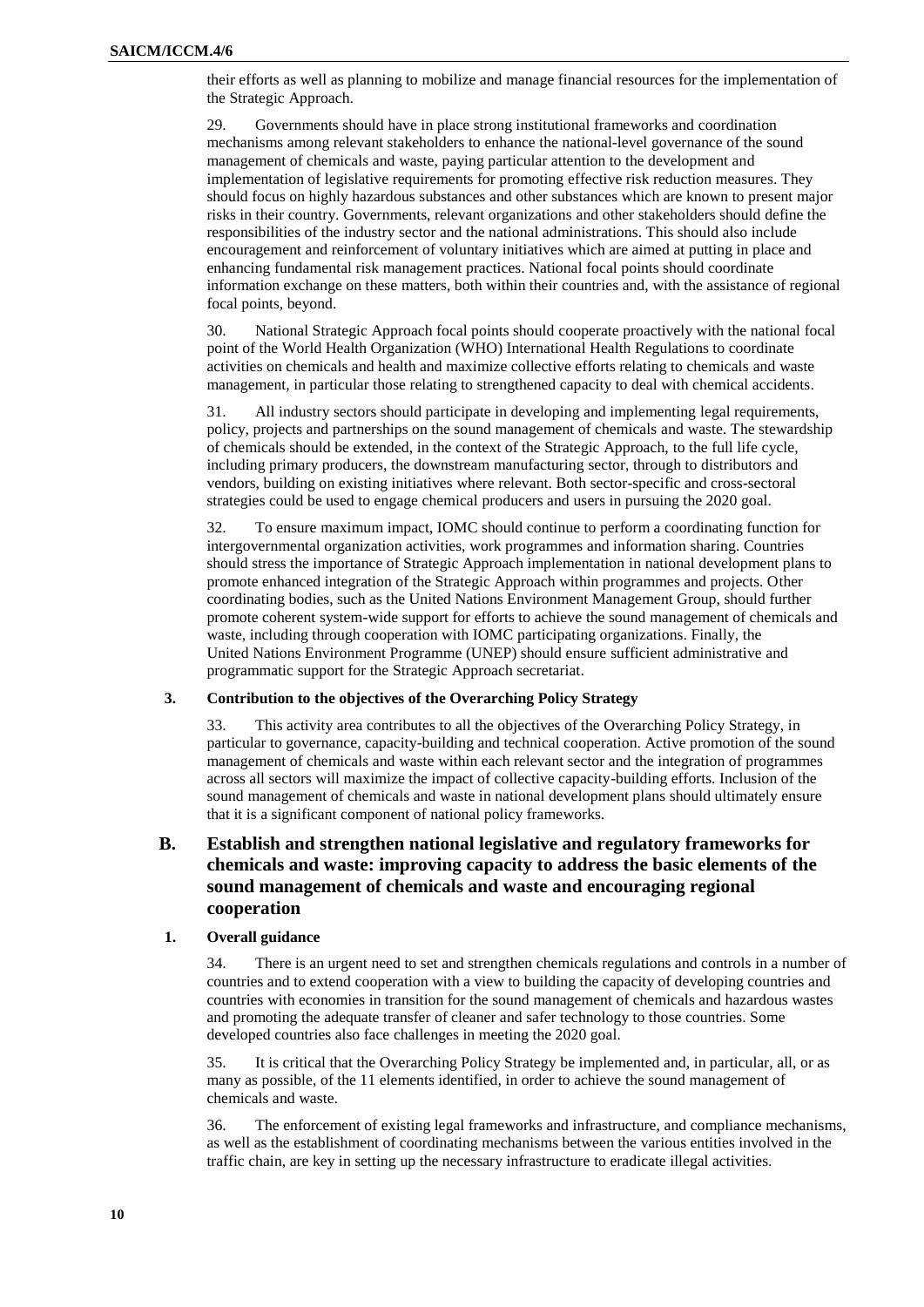their efforts as well as planning to mobilize and manage financial resources for the implementation of the Strategic Approach.

29. Governments should have in place strong institutional frameworks and coordination mechanisms among relevant stakeholders to enhance the national-level governance of the sound management of chemicals and waste, paying particular attention to the development and implementation of legislative requirements for promoting effective risk reduction measures. They should focus on highly hazardous substances and other substances which are known to present major risks in their country. Governments, relevant organizations and other stakeholders should define the responsibilities of the industry sector and the national administrations. This should also include encouragement and reinforcement of voluntary initiatives which are aimed at putting in place and enhancing fundamental risk management practices. National focal points should coordinate information exchange on these matters, both within their countries and, with the assistance of regional focal points, beyond.

30. National Strategic Approach focal points should cooperate proactively with the national focal point of the World Health Organization (WHO) International Health Regulations to coordinate activities on chemicals and health and maximize collective efforts relating to chemicals and waste management, in particular those relating to strengthened capacity to deal with chemical accidents.

31. All industry sectors should participate in developing and implementing legal requirements, policy, projects and partnerships on the sound management of chemicals and waste. The stewardship of chemicals should be extended, in the context of the Strategic Approach, to the full life cycle, including primary producers, the downstream manufacturing sector, through to distributors and vendors, building on existing initiatives where relevant. Both sector-specific and cross-sectoral strategies could be used to engage chemical producers and users in pursuing the 2020 goal.

32. To ensure maximum impact, IOMC should continue to perform a coordinating function for intergovernmental organization activities, work programmes and information sharing. Countries should stress the importance of Strategic Approach implementation in national development plans to promote enhanced integration of the Strategic Approach within programmes and projects. Other coordinating bodies, such as the United Nations Environment Management Group, should further promote coherent system-wide support for efforts to achieve the sound management of chemicals and waste, including through cooperation with IOMC participating organizations. Finally, the United Nations Environment Programme (UNEP) should ensure sufficient administrative and programmatic support for the Strategic Approach secretariat.

### 3. Contribution to the objectives of the Overarching Policy Strategy

33. This activity area contributes to all the objectives of the Overarching Policy Strategy, in particular to governance, capacity-building and technical cooperation. Active promotion of the sound management of chemicals and waste within each relevant sector and the integration of programmes across all sectors will maximize the impact of collective capacity-building efforts. Inclusion of the sound management of chemicals and waste in national development plans should ultimately ensure that it is a significant component of national policy frameworks.

## B. Establish and strengthen national legislative and regulatory frameworks for chemicals and waste: improving capacity to address the basic elements of the sound management of chemicals and waste and encouraging regional cooperation

### 1. Overall guidance

34. There is an urgent need to set and strengthen chemicals regulations and controls in a number of countries and to extend cooperation with a view to building the capacity of developing countries and countries with economies in transition for the sound management of chemicals and hazardous wastes and promoting the adequate transfer of cleaner and safer technology to those countries. Some developed countries also face challenges in meeting the 2020 goal.

35. It is critical that the Overarching Policy Strategy be implemented and, in particular, all, or as many as possible, of the 11 elements identified, in order to achieve the sound management of chemicals and waste.

36. The enforcement of existing legal frameworks and infrastructure, and compliance mechanisms, as well as the establishment of coordinating mechanisms between the various entities involved in the traffic chain, are key in setting up the necessary infrastructure to eradicate illegal activities.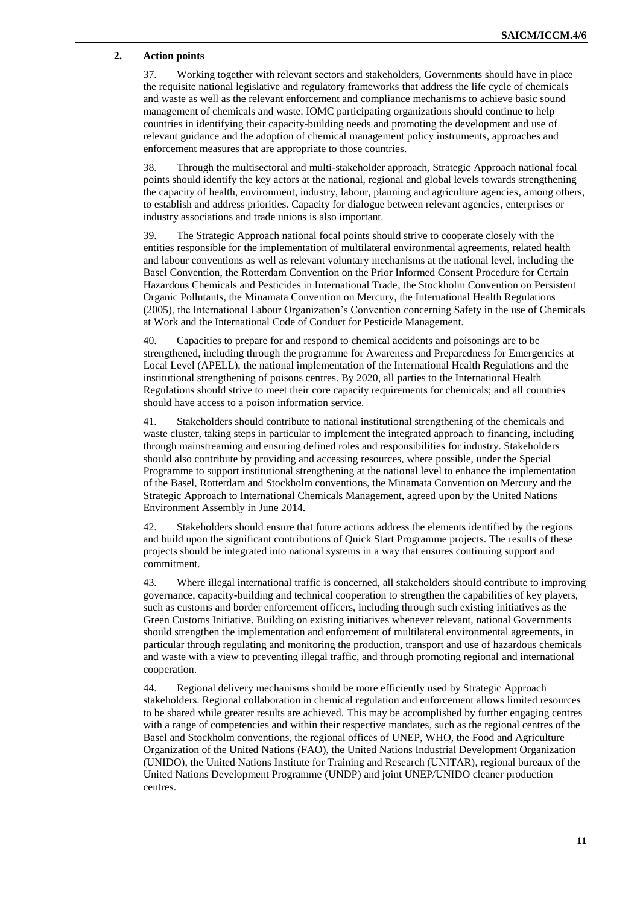### 2. Action points

37. Working together with relevant sectors and stakeholders, Governments should have in place the requisite national legislative and regulatory frameworks that address the life cycle of chemicals and waste as well as the relevant enforcement and compliance mechanisms to achieve basic sound management of chemicals and waste. IOMC participating organizations should continue to help countries in identifying their capacity-building needs and promoting the development and use of relevant guidance and the adoption of chemical management policy instruments, approaches and enforcement measures that are appropriate to those countries.

38. Through the multisectoral and multi-stakeholder approach, Strategic Approach national focal points should identify the key actors at the national, regional and global levels towards strengthening the capacity of health, environment, industry, labour, planning and agriculture agencies, among others, to establish and address priorities. Capacity for dialogue between relevant agencies, enterprises or industry associations and trade unions is also important.

39. The Strategic Approach national focal points should strive to cooperate closely with the entities responsible for the implementation of multilateral environmental agreements, related health and labour conventions as well as relevant voluntary mechanisms at the national level, including the Basel Convention, the Rotterdam Convention on the Prior Informed Consent Procedure for Certain Hazardous Chemicals and Pesticides in International Trade, the Stockholm Convention on Persistent Organic Pollutants, the Minamata Convention on Mercury, the International Health Regulations (2005), the International Labour Organization's Convention concerning Safety in the use of Chemicals at Work and the International Code of Conduct for Pesticide Management.

40. Capacities to prepare for and respond to chemical accidents and poisonings are to be strengthened, including through the programme for Awareness and Preparedness for Emergencies at Local Level (APELL), the national implementation of the International Health Regulations and the institutional strengthening of poisons centres. By 2020, all parties to the International Health Regulations should strive to meet their core capacity requirements for chemicals; and all countries should have access to a poison information service.

41. Stakeholders should contribute to national institutional strengthening of the chemicals and waste cluster, taking steps in particular to implement the integrated approach to financing, including through mainstreaming and ensuring defined roles and responsibilities for industry. Stakeholders should also contribute by providing and accessing resources, where possible, under the Special Programme to support institutional strengthening at the national level to enhance the implementation of the Basel, Rotterdam and Stockholm conventions, the Minamata Convention on Mercury and the Strategic Approach to International Chemicals Management, agreed upon by the United Nations Environment Assembly in June 2014.

42. Stakeholders should ensure that future actions address the elements identified by the regions and build upon the significant contributions of Quick Start Programme projects. The results of these projects should be integrated into national systems in a way that ensures continuing support and commitment.

43. Where illegal international traffic is concerned, all stakeholders should contribute to improving governance, capacity-building and technical cooperation to strengthen the capabilities of key players, such as customs and border enforcement officers, including through such existing initiatives as the Green Customs Initiative. Building on existing initiatives whenever relevant, national Governments should strengthen the implementation and enforcement of multilateral environmental agreements, in particular through regulating and monitoring the production, transport and use of hazardous chemicals and waste with a view to preventing illegal traffic, and through promoting regional and international cooperation.

44. Regional delivery mechanisms should be more efficiently used by Strategic Approach stakeholders. Regional collaboration in chemical regulation and enforcement allows limited resources to be shared while greater results are achieved. This may be accomplished by further engaging centres with a range of competencies and within their respective mandates, such as the regional centres of the Basel and Stockholm conventions, the regional offices of UNEP, WHO, the Food and Agriculture Organization of the United Nations (FAO), the United Nations Industrial Development Organization (UNIDO), the United Nations Institute for Training and Research (UNITAR), regional bureaux of the United Nations Development Programme (UNDP) and joint UNEP/UNIDO cleaner production centres.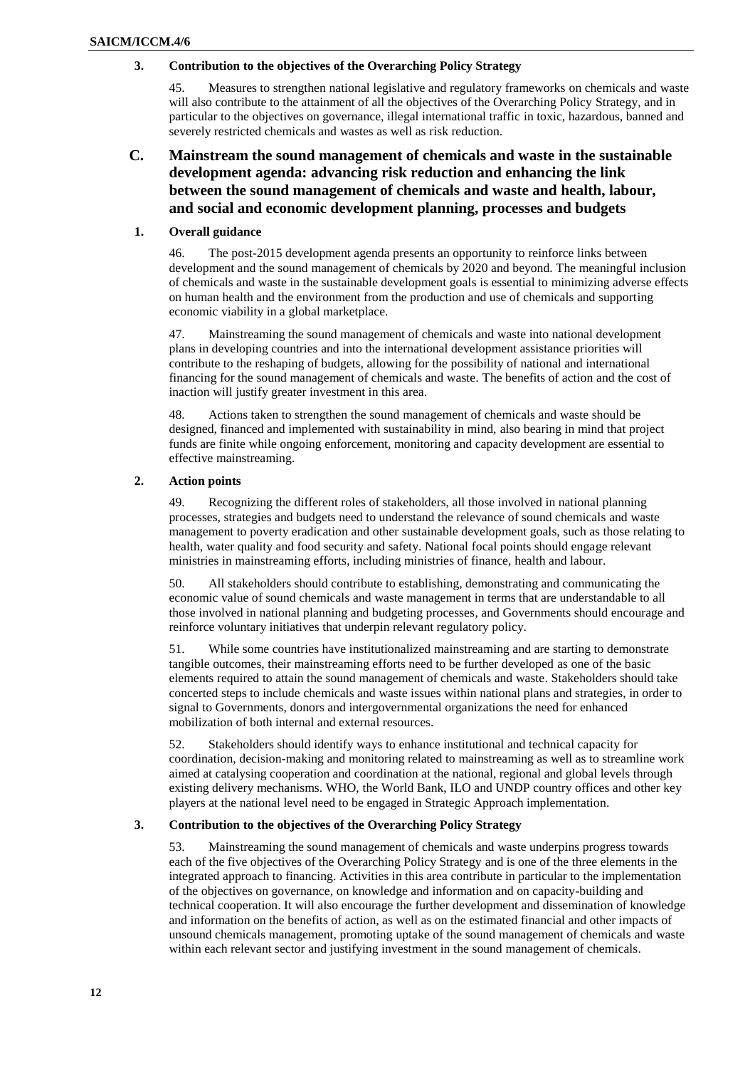### 3. Contribution to the objectives of the Overarching Policy Strategy

45. Measures to strengthen national legislative and regulatory frameworks on chemicals and waste will also contribute to the attainment of all the objectives of the Overarching Policy Strategy, and in particular to the objectives on governance, illegal international traffic in toxic, hazardous, banned and severely restricted chemicals and wastes as well as risk reduction.

## C. Mainstream the sound management of chemicals and waste in the sustainable development agenda: advancing risk reduction and enhancing the link between the sound management of chemicals and waste and health, labour, and social and economic development planning, processes and budgets

### 1. Overall guidance

46. The post-2015 development agenda presents an opportunity to reinforce links between development and the sound management of chemicals by 2020 and beyond. The meaningful inclusion of chemicals and waste in the sustainable development goals is essential to minimizing adverse effects on human health and the environment from the production and use of chemicals and supporting economic viability in a global marketplace.

47. Mainstreaming the sound management of chemicals and waste into national development plans in developing countries and into the international development assistance priorities will contribute to the reshaping of budgets, allowing for the possibility of national and international financing for the sound management of chemicals and waste. The benefits of action and the cost of inaction will justify greater investment in this area.

48. Actions taken to strengthen the sound management of chemicals and waste should be designed, financed and implemented with sustainability in mind, also bearing in mind that project funds are finite while ongoing enforcement, monitoring and capacity development are essential to effective mainstreaming.

### 2. Action points

49. Recognizing the different roles of stakeholders, all those involved in national planning processes, strategies and budgets need to understand the relevance of sound chemicals and waste management to poverty eradication and other sustainable development goals, such as those relating to health, water quality and food security and safety. National focal points should engage relevant ministries in mainstreaming efforts, including ministries of finance, health and labour.

50. All stakeholders should contribute to establishing, demonstrating and communicating the economic value of sound chemicals and waste management in terms that are understandable to all those involved in national planning and budgeting processes, and Governments should encourage and reinforce voluntary initiatives that underpin relevant regulatory policy.

51. While some countries have institutionalized mainstreaming and are starting to demonstrate tangible outcomes, their mainstreaming efforts need to be further developed as one of the basic elements required to attain the sound management of chemicals and waste. Stakeholders should take concerted steps to include chemicals and waste issues within national plans and strategies, in order to signal to Governments, donors and intergovernmental organizations the need for enhanced mobilization of both internal and external resources.

52. Stakeholders should identify ways to enhance institutional and technical capacity for coordination, decision-making and monitoring related to mainstreaming as well as to streamline work aimed at catalysing cooperation and coordination at the national, regional and global levels through existing delivery mechanisms. WHO, the World Bank, ILO and UNDP country offices and other key players at the national level need to be engaged in Strategic Approach implementation.

### 3. Contribution to the objectives of the Overarching Policy Strategy

53. Mainstreaming the sound management of chemicals and waste underpins progress towards each of the five objectives of the Overarching Policy Strategy and is one of the three elements in the integrated approach to financing. Activities in this area contribute in particular to the implementation of the objectives on governance, on knowledge and information and on capacity-building and technical cooperation. It will also encourage the further development and dissemination of knowledge and information on the benefits of action, as well as on the estimated financial and other impacts of unsound chemicals management, promoting uptake of the sound management of chemicals and waste within each relevant sector and justifying investment in the sound management of chemicals.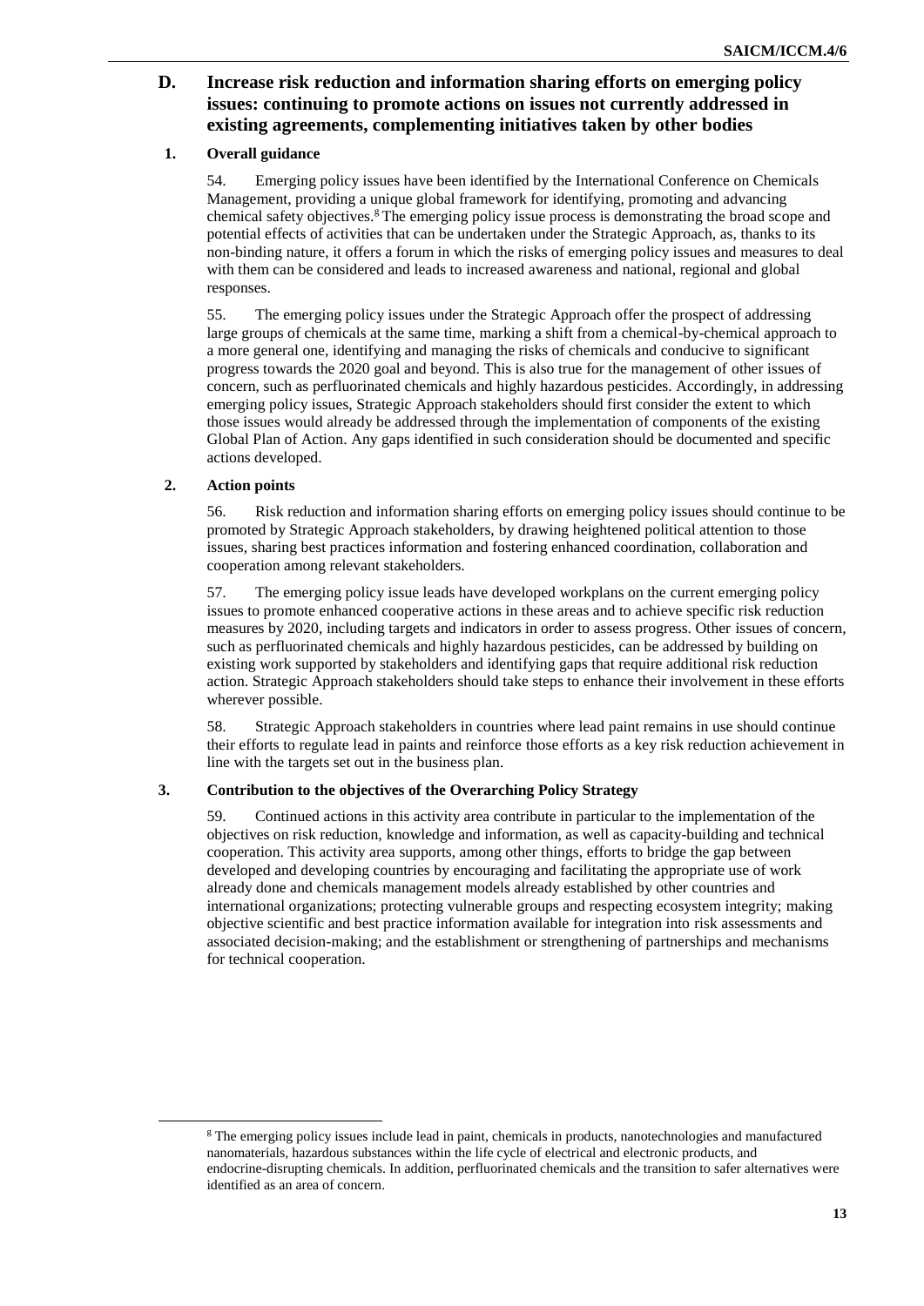## D. Increase risk reduction and information sharing efforts on emerging policy issues: continuing to promote actions on issues not currently addressed in existing agreements, complementing initiatives taken by other bodies

### 1. Overall guidance

54. Emerging policy issues have been identified by the International Conference on Chemicals Management, providing a unique global framework for identifying, promoting and advancing chemical safety objectives.[g] The emerging policy issue process is demonstrating the broad scope and potential effects of activities that can be undertaken under the Strategic Approach, as, thanks to its non-binding nature, it offers a forum in which the risks of emerging policy issues and measures to deal with them can be considered and leads to increased awareness and national, regional and global responses.

55. The emerging policy issues under the Strategic Approach offer the prospect of addressing large groups of chemicals at the same time, marking a shift from a chemical-by-chemical approach to a more general one, identifying and managing the risks of chemicals and conducive to significant progress towards the 2020 goal and beyond. This is also true for the management of other issues of concern, such as perfluorinated chemicals and highly hazardous pesticides. Accordingly, in addressing emerging policy issues, Strategic Approach stakeholders should first consider the extent to which those issues would already be addressed through the implementation of components of the existing Global Plan of Action. Any gaps identified in such consideration should be documented and specific actions developed.

### 2. Action points

56. Risk reduction and information sharing efforts on emerging policy issues should continue to be promoted by Strategic Approach stakeholders, by drawing heightened political attention to those issues, sharing best practices information and fostering enhanced coordination, collaboration and cooperation among relevant stakeholders.

57. The emerging policy issue leads have developed workplans on the current emerging policy issues to promote enhanced cooperative actions in these areas and to achieve specific risk reduction measures by 2020, including targets and indicators in order to assess progress. Other issues of concern, such as perfluorinated chemicals and highly hazardous pesticides, can be addressed by building on existing work supported by stakeholders and identifying gaps that require additional risk reduction action. Strategic Approach stakeholders should take steps to enhance their involvement in these efforts wherever possible.

58. Strategic Approach stakeholders in countries where lead paint remains in use should continue their efforts to regulate lead in paints and reinforce those efforts as a key risk reduction achievement in line with the targets set out in the business plan.

### 3. Contribution to the objectives of the Overarching Policy Strategy

59. Continued actions in this activity area contribute in particular to the implementation of the objectives on risk reduction, knowledge and information, as well as capacity-building and technical cooperation. This activity area supports, among other things, efforts to bridge the gap between developed and developing countries by encouraging and facilitating the appropriate use of work already done and chemicals management models already established by other countries and international organizations; protecting vulnerable groups and respecting ecosystem integrity; making objective scientific and best practice information available for integration into risk assessments and associated decision-making; and the establishment or strengthening of partnerships and mechanisms for technical cooperation.

[g] The emerging policy issues include lead in paint, chemicals in products, nanotechnologies and manufactured nanomaterials, hazardous substances within the life cycle of electrical and electronic products, and endocrine-disrupting chemicals. In addition, perfluorinated chemicals and the transition to safer alternatives were identified as an area of concern.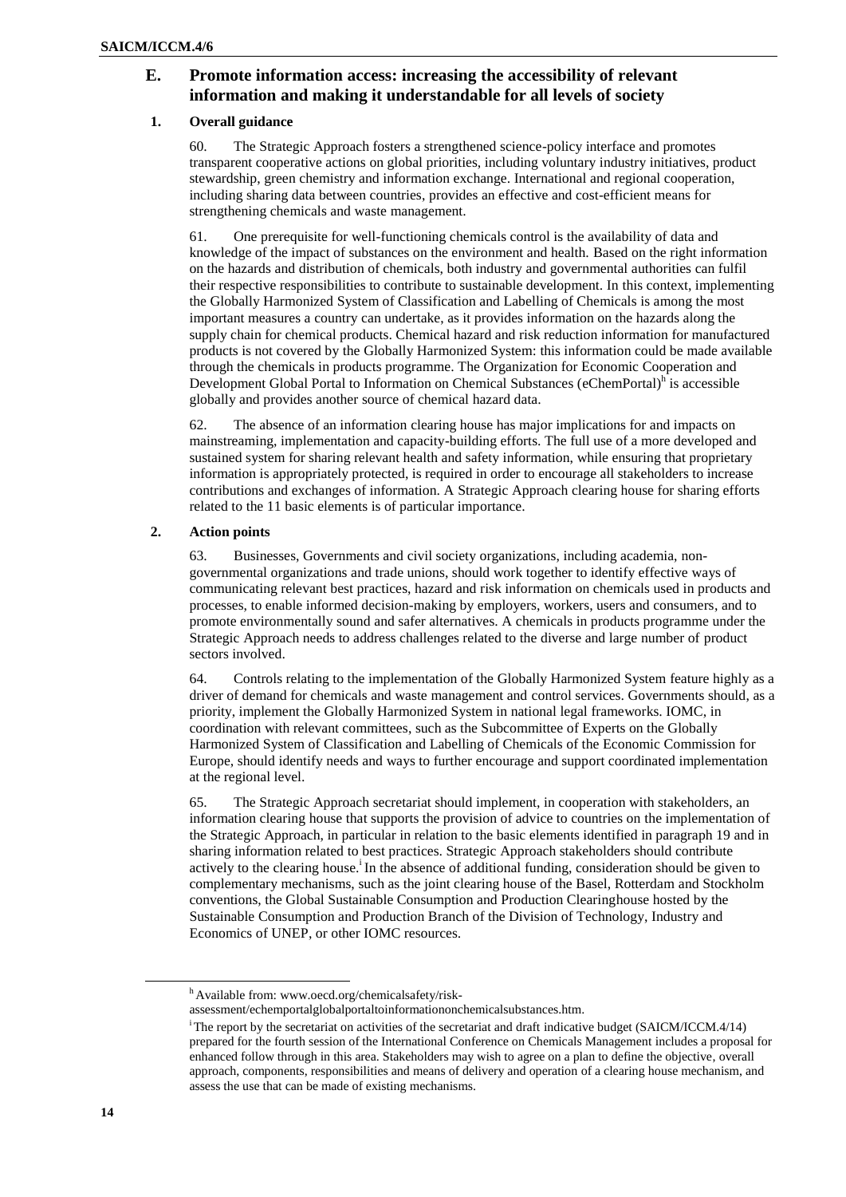## E. Promote information access: increasing the accessibility of relevant information and making it understandable for all levels of society

### 1. Overall guidance

60. The Strategic Approach fosters a strengthened science-policy interface and promotes transparent cooperative actions on global priorities, including voluntary industry initiatives, product stewardship, green chemistry and information exchange. International and regional cooperation, including sharing data between countries, provides an effective and cost-efficient means for strengthening chemicals and waste management.

61. One prerequisite for well-functioning chemicals control is the availability of data and knowledge of the impact of substances on the environment and health. Based on the right information on the hazards and distribution of chemicals, both industry and governmental authorities can fulfil their respective responsibilities to contribute to sustainable development. In this context, implementing the Globally Harmonized System of Classification and Labelling of Chemicals is among the most important measures a country can undertake, as it provides information on the hazards along the supply chain for chemical products. Chemical hazard and risk reduction information for manufactured products is not covered by the Globally Harmonized System: this information could be made available through the chemicals in products programme. The Organization for Economic Cooperation and Development Global Portal to Information on Chemical Substances (eChemPortal)[h] is accessible globally and provides another source of chemical hazard data.

62. The absence of an information clearing house has major implications for and impacts on mainstreaming, implementation and capacity-building efforts. The full use of a more developed and sustained system for sharing relevant health and safety information, while ensuring that proprietary information is appropriately protected, is required in order to encourage all stakeholders to increase contributions and exchanges of information. A Strategic Approach clearing house for sharing efforts related to the 11 basic elements is of particular importance.

### 2. Action points

63. Businesses, Governments and civil society organizations, including academia, non-governmental organizations and trade unions, should work together to identify effective ways of communicating relevant best practices, hazard and risk information on chemicals used in products and processes, to enable informed decision-making by employers, workers, users and consumers, and to promote environmentally sound and safer alternatives. A chemicals in products programme under the Strategic Approach needs to address challenges related to the diverse and large number of product sectors involved.

64. Controls relating to the implementation of the Globally Harmonized System feature highly as a driver of demand for chemicals and waste management and control services. Governments should, as a priority, implement the Globally Harmonized System in national legal frameworks. IOMC, in coordination with relevant committees, such as the Subcommittee of Experts on the Globally Harmonized System of Classification and Labelling of Chemicals of the Economic Commission for Europe, should identify needs and ways to further encourage and support coordinated implementation at the regional level.

65. The Strategic Approach secretariat should implement, in cooperation with stakeholders, an information clearing house that supports the provision of advice to countries on the implementation of the Strategic Approach, in particular in relation to the basic elements identified in paragraph 19 and in sharing information related to best practices. Strategic Approach stakeholders should contribute actively to the clearing house.[i] In the absence of additional funding, consideration should be given to complementary mechanisms, such as the joint clearing house of the Basel, Rotterdam and Stockholm conventions, the Global Sustainable Consumption and Production Clearinghouse hosted by the Sustainable Consumption and Production Branch of the Division of Technology, Industry and Economics of UNEP, or other IOMC resources.

---

[h] Available from: www.oecd.org/chemicalsafety/risk-assessment/echemportalglobalportaltoinformationonchemicalsubstances.htm.

[i] The report by the secretariat on activities of the secretariat and draft indicative budget (SAICM/ICCM.4/14) prepared for the fourth session of the International Conference on Chemicals Management includes a proposal for enhanced follow through in this area. Stakeholders may wish to agree on a plan to define the objective, overall approach, components, responsibilities and means of delivery and operation of a clearing house mechanism, and assess the use that can be made of existing mechanisms.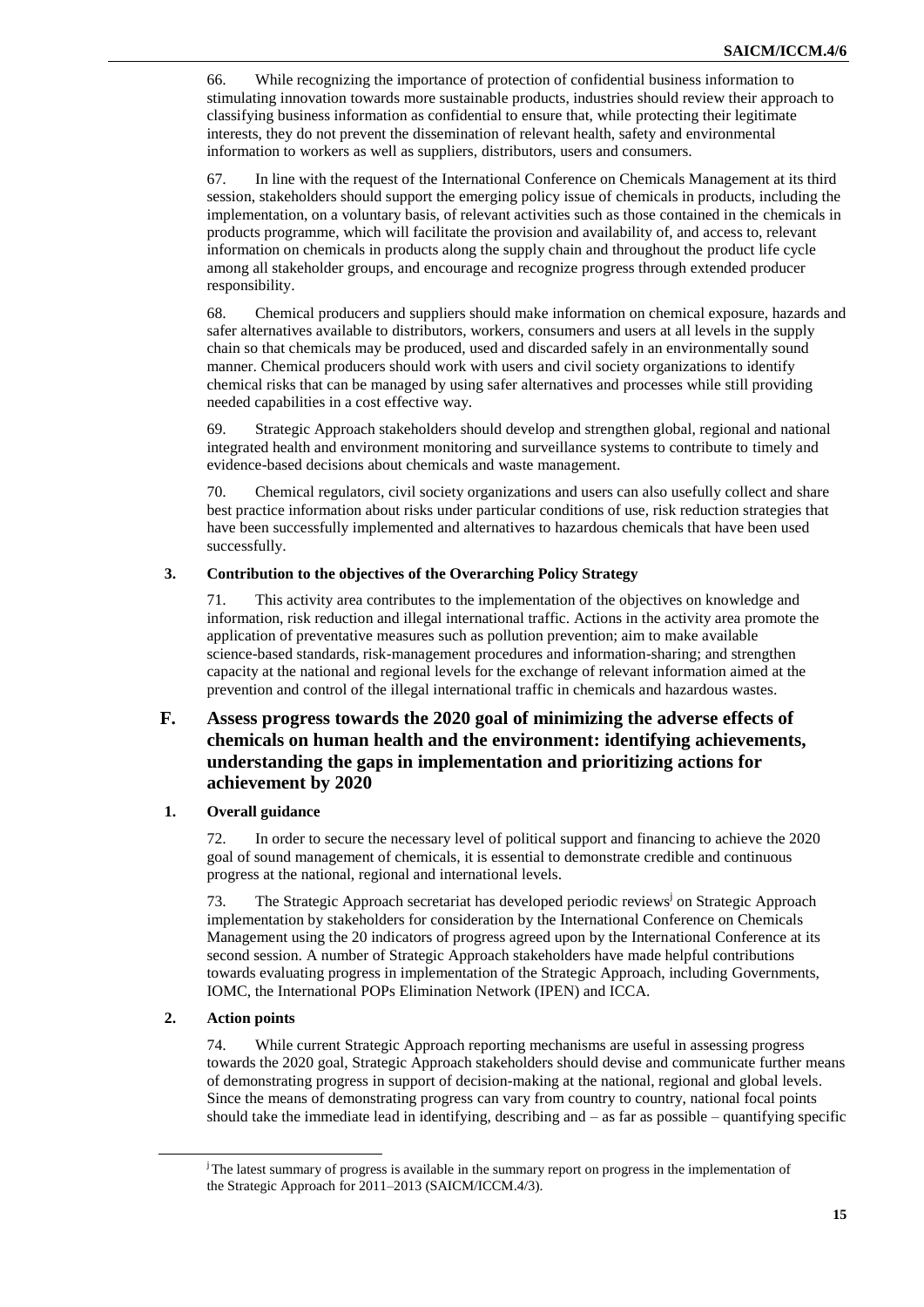66. While recognizing the importance of protection of confidential business information to stimulating innovation towards more sustainable products, industries should review their approach to classifying business information as confidential to ensure that, while protecting their legitimate interests, they do not prevent the dissemination of relevant health, safety and environmental information to workers as well as suppliers, distributors, users and consumers.

67. In line with the request of the International Conference on Chemicals Management at its third session, stakeholders should support the emerging policy issue of chemicals in products, including the implementation, on a voluntary basis, of relevant activities such as those contained in the chemicals in products programme, which will facilitate the provision and availability of, and access to, relevant information on chemicals in products along the supply chain and throughout the product life cycle among all stakeholder groups, and encourage and recognize progress through extended producer responsibility.

68. Chemical producers and suppliers should make information on chemical exposure, hazards and safer alternatives available to distributors, workers, consumers and users at all levels in the supply chain so that chemicals may be produced, used and discarded safely in an environmentally sound manner. Chemical producers should work with users and civil society organizations to identify chemical risks that can be managed by using safer alternatives and processes while still providing needed capabilities in a cost effective way.

69. Strategic Approach stakeholders should develop and strengthen global, regional and national integrated health and environment monitoring and surveillance systems to contribute to timely and evidence-based decisions about chemicals and waste management.

70. Chemical regulators, civil society organizations and users can also usefully collect and share best practice information about risks under particular conditions of use, risk reduction strategies that have been successfully implemented and alternatives to hazardous chemicals that have been used successfully.

### 3. Contribution to the objectives of the Overarching Policy Strategy

71. This activity area contributes to the implementation of the objectives on knowledge and information, risk reduction and illegal international traffic. Actions in the activity area promote the application of preventative measures such as pollution prevention; aim to make available science-based standards, risk-management procedures and information-sharing; and strengthen capacity at the national and regional levels for the exchange of relevant information aimed at the prevention and control of the illegal international traffic in chemicals and hazardous wastes.

## F. Assess progress towards the 2020 goal of minimizing the adverse effects of chemicals on human health and the environment: identifying achievements, understanding the gaps in implementation and prioritizing actions for achievement by 2020

### 1. Overall guidance

72. In order to secure the necessary level of political support and financing to achieve the 2020 goal of sound management of chemicals, it is essential to demonstrate credible and continuous progress at the national, regional and international levels.

73. The Strategic Approach secretariat has developed periodic reviews[j] on Strategic Approach implementation by stakeholders for consideration by the International Conference on Chemicals Management using the 20 indicators of progress agreed upon by the International Conference at its second session. A number of Strategic Approach stakeholders have made helpful contributions towards evaluating progress in implementation of the Strategic Approach, including Governments, IOMC, the International POPs Elimination Network (IPEN) and ICCA.

### 2. Action points

74. While current Strategic Approach reporting mechanisms are useful in assessing progress towards the 2020 goal, Strategic Approach stakeholders should devise and communicate further means of demonstrating progress in support of decision-making at the national, regional and global levels. Since the means of demonstrating progress can vary from country to country, national focal points should take the immediate lead in identifying, describing and – as far as possible – quantifying specific

[j] The latest summary of progress is available in the summary report on progress in the implementation of the Strategic Approach for 2011–2013 (SAICM/ICCM.4/3).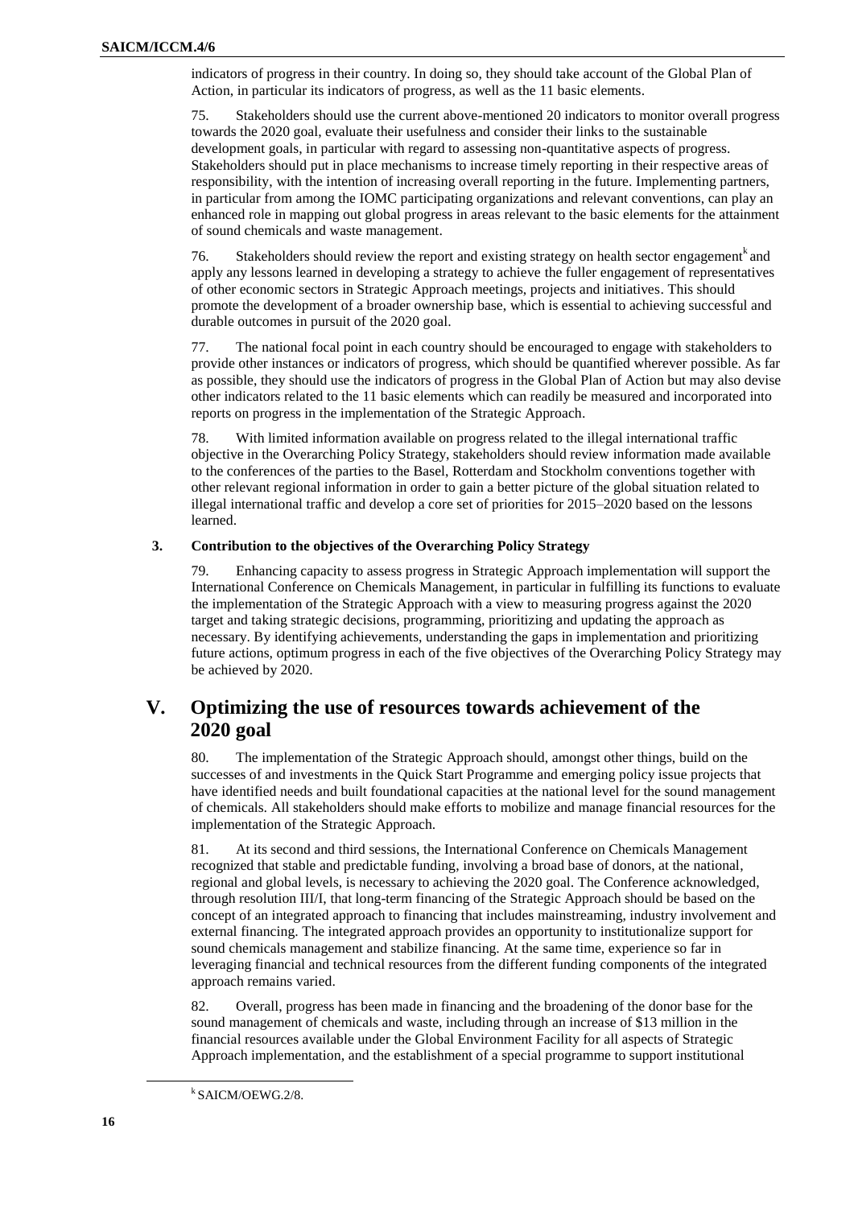indicators of progress in their country. In doing so, they should take account of the Global Plan of Action, in particular its indicators of progress, as well as the 11 basic elements.

75. Stakeholders should use the current above-mentioned 20 indicators to monitor overall progress towards the 2020 goal, evaluate their usefulness and consider their links to the sustainable development goals, in particular with regard to assessing non-quantitative aspects of progress. Stakeholders should put in place mechanisms to increase timely reporting in their respective areas of responsibility, with the intention of increasing overall reporting in the future. Implementing partners, in particular from among the IOMC participating organizations and relevant conventions, can play an enhanced role in mapping out global progress in areas relevant to the basic elements for the attainment of sound chemicals and waste management.

76. Stakeholders should review the report and existing strategy on health sector engagement[k] and apply any lessons learned in developing a strategy to achieve the fuller engagement of representatives of other economic sectors in Strategic Approach meetings, projects and initiatives. This should promote the development of a broader ownership base, which is essential to achieving successful and durable outcomes in pursuit of the 2020 goal.

77. The national focal point in each country should be encouraged to engage with stakeholders to provide other instances or indicators of progress, which should be quantified wherever possible. As far as possible, they should use the indicators of progress in the Global Plan of Action but may also devise other indicators related to the 11 basic elements which can readily be measured and incorporated into reports on progress in the implementation of the Strategic Approach.

78. With limited information available on progress related to the illegal international traffic objective in the Overarching Policy Strategy, stakeholders should review information made available to the conferences of the parties to the Basel, Rotterdam and Stockholm conventions together with other relevant regional information in order to gain a better picture of the global situation related to illegal international traffic and develop a core set of priorities for 2015–2020 based on the lessons learned.

### 3. Contribution to the objectives of the Overarching Policy Strategy

79. Enhancing capacity to assess progress in Strategic Approach implementation will support the International Conference on Chemicals Management, in particular in fulfilling its functions to evaluate the implementation of the Strategic Approach with a view to measuring progress against the 2020 target and taking strategic decisions, programming, prioritizing and updating the approach as necessary. By identifying achievements, understanding the gaps in implementation and prioritizing future actions, optimum progress in each of the five objectives of the Overarching Policy Strategy may be achieved by 2020.

## V. Optimizing the use of resources towards achievement of the 2020 goal

80. The implementation of the Strategic Approach should, amongst other things, build on the successes of and investments in the Quick Start Programme and emerging policy issue projects that have identified needs and built foundational capacities at the national level for the sound management of chemicals. All stakeholders should make efforts to mobilize and manage financial resources for the implementation of the Strategic Approach.

81. At its second and third sessions, the International Conference on Chemicals Management recognized that stable and predictable funding, involving a broad base of donors, at the national, regional and global levels, is necessary to achieving the 2020 goal. The Conference acknowledged, through resolution III/I, that long-term financing of the Strategic Approach should be based on the concept of an integrated approach to financing that includes mainstreaming, industry involvement and external financing. The integrated approach provides an opportunity to institutionalize support for sound chemicals management and stabilize financing. At the same time, experience so far in leveraging financial and technical resources from the different funding components of the integrated approach remains varied.

82. Overall, progress has been made in financing and the broadening of the donor base for the sound management of chemicals and waste, including through an increase of $13 million in the financial resources available under the Global Environment Facility for all aspects of Strategic Approach implementation, and the establishment of a special programme to support institutional

[k] SAICM/OEWG.2/8.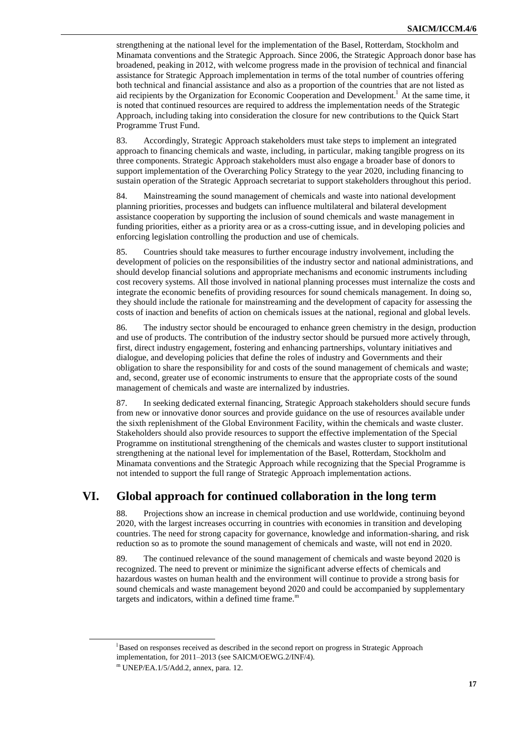strengthening at the national level for the implementation of the Basel, Rotterdam, Stockholm and Minamata conventions and the Strategic Approach. Since 2006, the Strategic Approach donor base has broadened, peaking in 2012, with welcome progress made in the provision of technical and financial assistance for Strategic Approach implementation in terms of the total number of countries offering both technical and financial assistance and also as a proportion of the countries that are not listed as aid recipients by the Organization for Economic Cooperation and Development.[l] At the same time, it is noted that continued resources are required to address the implementation needs of the Strategic Approach, including taking into consideration the closure for new contributions to the Quick Start Programme Trust Fund.

83. Accordingly, Strategic Approach stakeholders must take steps to implement an integrated approach to financing chemicals and waste, including, in particular, making tangible progress on its three components. Strategic Approach stakeholders must also engage a broader base of donors to support implementation of the Overarching Policy Strategy to the year 2020, including financing to sustain operation of the Strategic Approach secretariat to support stakeholders throughout this period.

84. Mainstreaming the sound management of chemicals and waste into national development planning priorities, processes and budgets can influence multilateral and bilateral development assistance cooperation by supporting the inclusion of sound chemicals and waste management in funding priorities, either as a priority area or as a cross-cutting issue, and in developing policies and enforcing legislation controlling the production and use of chemicals.

85. Countries should take measures to further encourage industry involvement, including the development of policies on the responsibilities of the industry sector and national administrations, and should develop financial solutions and appropriate mechanisms and economic instruments including cost recovery systems. All those involved in national planning processes must internalize the costs and integrate the economic benefits of providing resources for sound chemicals management. In doing so, they should include the rationale for mainstreaming and the development of capacity for assessing the costs of inaction and benefits of action on chemicals issues at the national, regional and global levels.

86. The industry sector should be encouraged to enhance green chemistry in the design, production and use of products. The contribution of the industry sector should be pursued more actively through, first, direct industry engagement, fostering and enhancing partnerships, voluntary initiatives and dialogue, and developing policies that define the roles of industry and Governments and their obligation to share the responsibility for and costs of the sound management of chemicals and waste; and, second, greater use of economic instruments to ensure that the appropriate costs of the sound management of chemicals and waste are internalized by industries.

87. In seeking dedicated external financing, Strategic Approach stakeholders should secure funds from new or innovative donor sources and provide guidance on the use of resources available under the sixth replenishment of the Global Environment Facility, within the chemicals and waste cluster. Stakeholders should also provide resources to support the effective implementation of the Special Programme on institutional strengthening of the chemicals and wastes cluster to support institutional strengthening at the national level for implementation of the Basel, Rotterdam, Stockholm and Minamata conventions and the Strategic Approach while recognizing that the Special Programme is not intended to support the full range of Strategic Approach implementation actions.

## VI. Global approach for continued collaboration in the long term

88. Projections show an increase in chemical production and use worldwide, continuing beyond 2020, with the largest increases occurring in countries with economies in transition and developing countries. The need for strong capacity for governance, knowledge and information-sharing, and risk reduction so as to promote the sound management of chemicals and waste, will not end in 2020.

89. The continued relevance of the sound management of chemicals and waste beyond 2020 is recognized. The need to prevent or minimize the significant adverse effects of chemicals and hazardous wastes on human health and the environment will continue to provide a strong basis for sound chemicals and waste management beyond 2020 and could be accompanied by supplementary targets and indicators, within a defined time frame.[m]

---

[l] Based on responses received as described in the second report on progress in Strategic Approach implementation, for 2011–2013 (see SAICM/OEWG.2/INF/4).

[m] UNEP/EA.1/5/Add.2, annex, para. 12.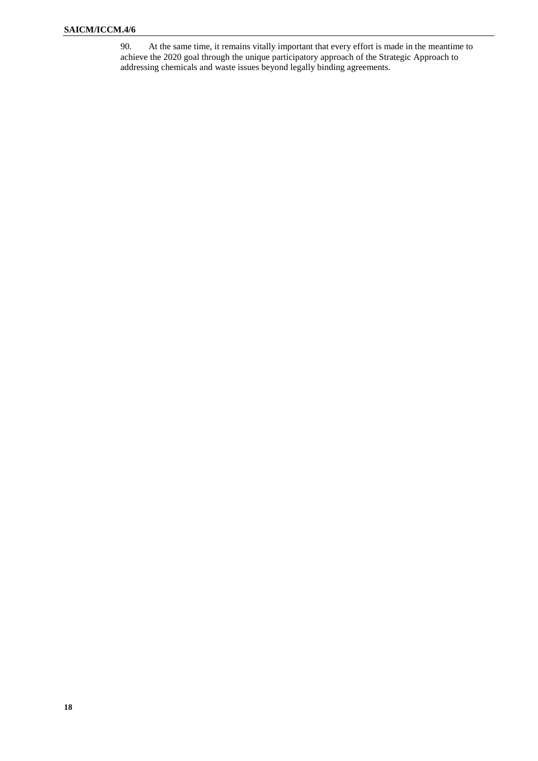90. At the same time, it remains vitally important that every effort is made in the meantime to achieve the 2020 goal through the unique participatory approach of the Strategic Approach to addressing chemicals and waste issues beyond legally binding agreements.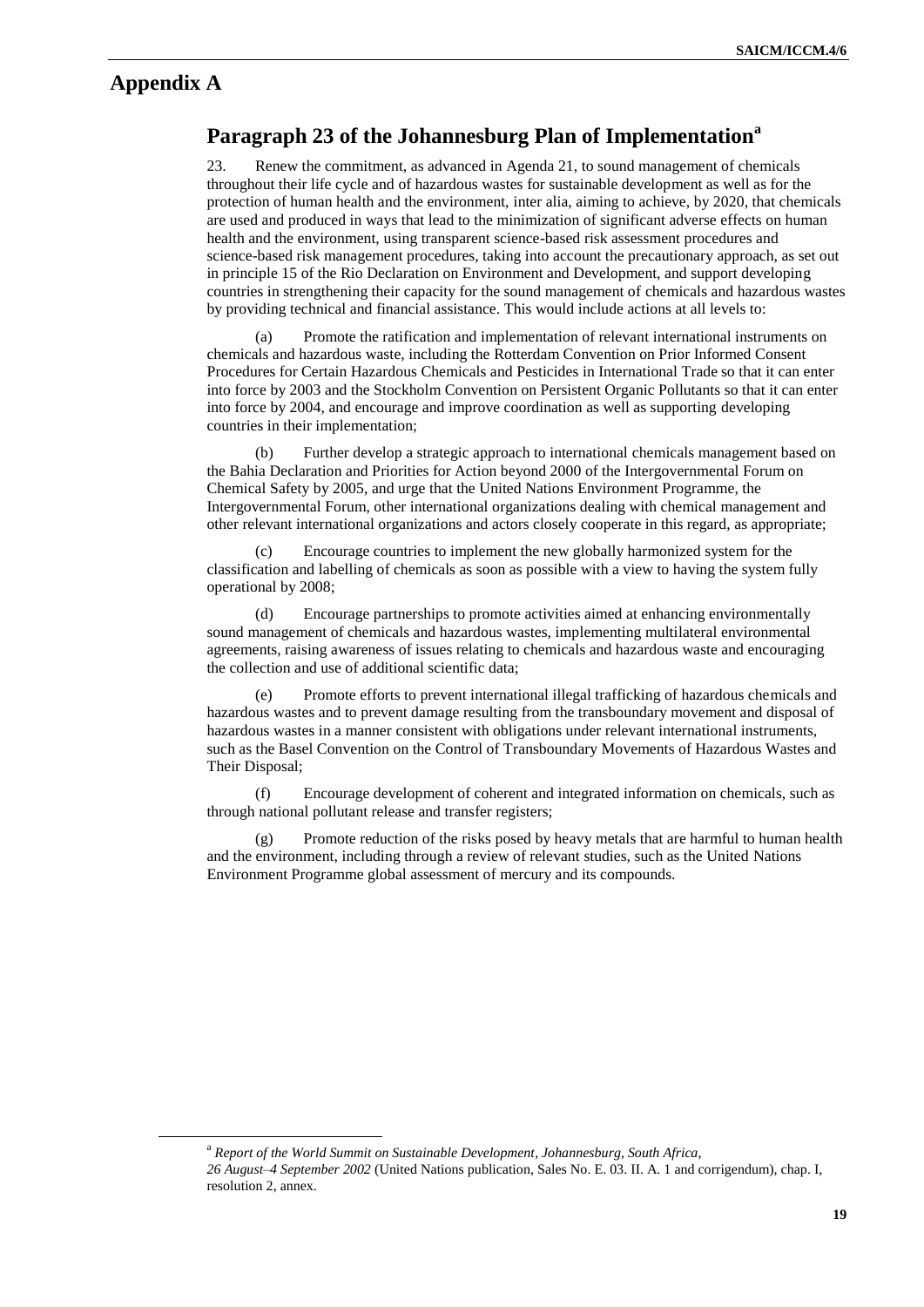# Appendix A

## Paragraph 23 of the Johannesburg Plan of Implementation[a]

23. Renew the commitment, as advanced in Agenda 21, to sound management of chemicals throughout their life cycle and of hazardous wastes for sustainable development as well as for the protection of human health and the environment, inter alia, aiming to achieve, by 2020, that chemicals are used and produced in ways that lead to the minimization of significant adverse effects on human health and the environment, using transparent science-based risk assessment procedures and science-based risk management procedures, taking into account the precautionary approach, as set out in principle 15 of the Rio Declaration on Environment and Development, and support developing countries in strengthening their capacity for the sound management of chemicals and hazardous wastes by providing technical and financial assistance. This would include actions at all levels to:

(a) Promote the ratification and implementation of relevant international instruments on chemicals and hazardous waste, including the Rotterdam Convention on Prior Informed Consent Procedures for Certain Hazardous Chemicals and Pesticides in International Trade so that it can enter into force by 2003 and the Stockholm Convention on Persistent Organic Pollutants so that it can enter into force by 2004, and encourage and improve coordination as well as supporting developing countries in their implementation;

(b) Further develop a strategic approach to international chemicals management based on the Bahia Declaration and Priorities for Action beyond 2000 of the Intergovernmental Forum on Chemical Safety by 2005, and urge that the United Nations Environment Programme, the Intergovernmental Forum, other international organizations dealing with chemical management and other relevant international organizations and actors closely cooperate in this regard, as appropriate;

(c) Encourage countries to implement the new globally harmonized system for the classification and labelling of chemicals as soon as possible with a view to having the system fully operational by 2008;

(d) Encourage partnerships to promote activities aimed at enhancing environmentally sound management of chemicals and hazardous wastes, implementing multilateral environmental agreements, raising awareness of issues relating to chemicals and hazardous waste and encouraging the collection and use of additional scientific data;

(e) Promote efforts to prevent international illegal trafficking of hazardous chemicals and hazardous wastes and to prevent damage resulting from the transboundary movement and disposal of hazardous wastes in a manner consistent with obligations under relevant international instruments, such as the Basel Convention on the Control of Transboundary Movements of Hazardous Wastes and Their Disposal;

(f) Encourage development of coherent and integrated information on chemicals, such as through national pollutant release and transfer registers;

(g) Promote reduction of the risks posed by heavy metals that are harmful to human health and the environment, including through a review of relevant studies, such as the United Nations Environment Programme global assessment of mercury and its compounds.

[a] *Report of the World Summit on Sustainable Development, Johannesburg, South Africa, 26 August–4 September 2002* (United Nations publication, Sales No. E. 03. II. A. 1 and corrigendum), chap. I, resolution 2, annex.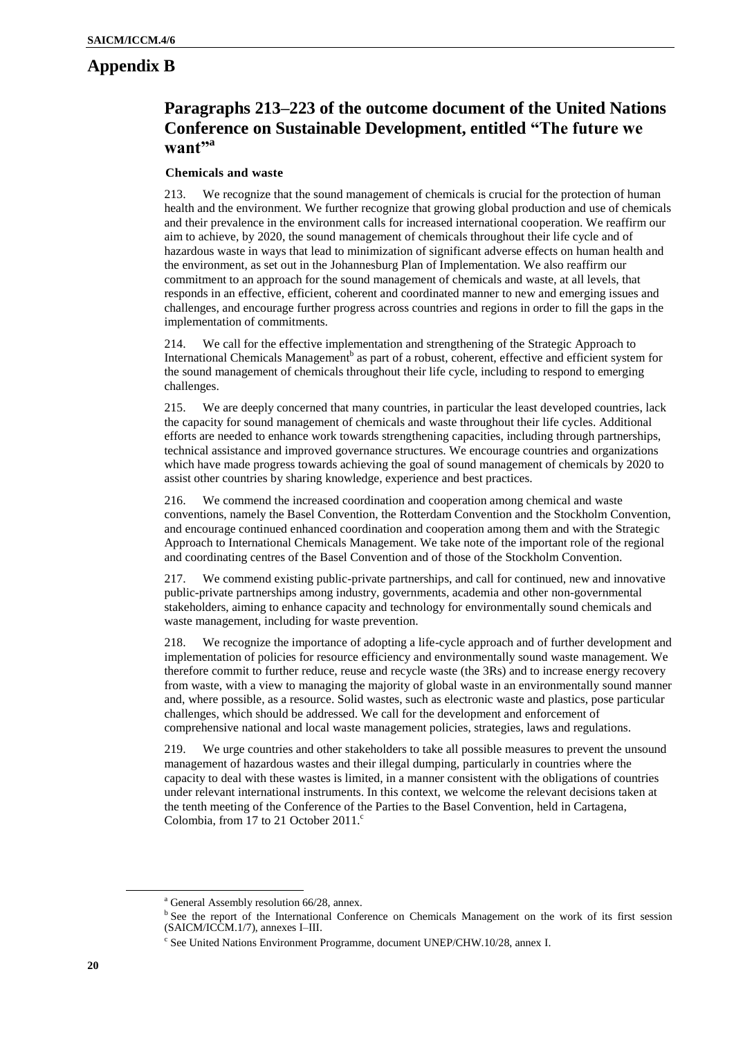# Appendix B

## Paragraphs 213–223 of the outcome document of the United Nations Conference on Sustainable Development, entitled "The future we want"[a]

### Chemicals and waste

213. We recognize that the sound management of chemicals is crucial for the protection of human health and the environment. We further recognize that growing global production and use of chemicals and their prevalence in the environment calls for increased international cooperation. We reaffirm our aim to achieve, by 2020, the sound management of chemicals throughout their life cycle and of hazardous waste in ways that lead to minimization of significant adverse effects on human health and the environment, as set out in the Johannesburg Plan of Implementation. We also reaffirm our commitment to an approach for the sound management of chemicals and waste, at all levels, that responds in an effective, efficient, coherent and coordinated manner to new and emerging issues and challenges, and encourage further progress across countries and regions in order to fill the gaps in the implementation of commitments.

214. We call for the effective implementation and strengthening of the Strategic Approach to International Chemicals Management[b] as part of a robust, coherent, effective and efficient system for the sound management of chemicals throughout their life cycle, including to respond to emerging challenges.

215. We are deeply concerned that many countries, in particular the least developed countries, lack the capacity for sound management of chemicals and waste throughout their life cycles. Additional efforts are needed to enhance work towards strengthening capacities, including through partnerships, technical assistance and improved governance structures. We encourage countries and organizations which have made progress towards achieving the goal of sound management of chemicals by 2020 to assist other countries by sharing knowledge, experience and best practices.

216. We commend the increased coordination and cooperation among chemical and waste conventions, namely the Basel Convention, the Rotterdam Convention and the Stockholm Convention, and encourage continued enhanced coordination and cooperation among them and with the Strategic Approach to International Chemicals Management. We take note of the important role of the regional and coordinating centres of the Basel Convention and of those of the Stockholm Convention.

217. We commend existing public-private partnerships, and call for continued, new and innovative public-private partnerships among industry, governments, academia and other non-governmental stakeholders, aiming to enhance capacity and technology for environmentally sound chemicals and waste management, including for waste prevention.

218. We recognize the importance of adopting a life-cycle approach and of further development and implementation of policies for resource efficiency and environmentally sound waste management. We therefore commit to further reduce, reuse and recycle waste (the 3Rs) and to increase energy recovery from waste, with a view to managing the majority of global waste in an environmentally sound manner and, where possible, as a resource. Solid wastes, such as electronic waste and plastics, pose particular challenges, which should be addressed. We call for the development and enforcement of comprehensive national and local waste management policies, strategies, laws and regulations.

219. We urge countries and other stakeholders to take all possible measures to prevent the unsound management of hazardous wastes and their illegal dumping, particularly in countries where the capacity to deal with these wastes is limited, in a manner consistent with the obligations of countries under relevant international instruments. In this context, we welcome the relevant decisions taken at the tenth meeting of the Conference of the Parties to the Basel Convention, held in Cartagena, Colombia, from 17 to 21 October 2011.[c]

---

[a] General Assembly resolution 66/28, annex.

[b] See the report of the International Conference on Chemicals Management on the work of its first session (SAICM/ICCM.1/7), annexes I–III.

[c] See United Nations Environment Programme, document UNEP/CHW.10/28, annex I.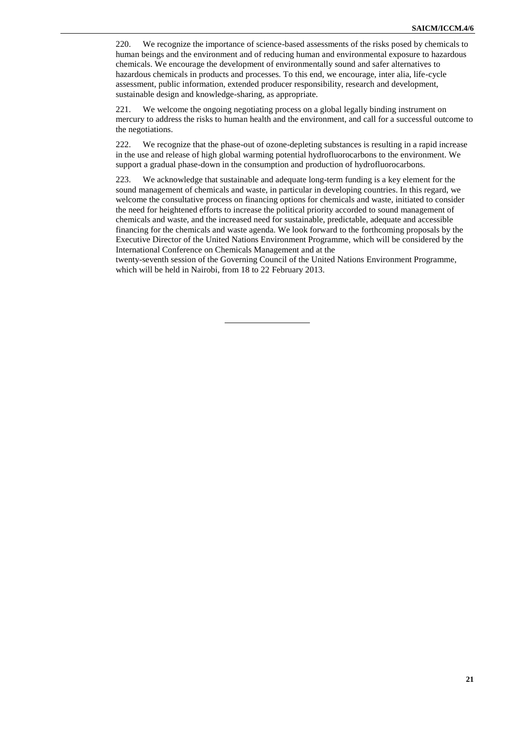220. We recognize the importance of science-based assessments of the risks posed by chemicals to human beings and the environment and of reducing human and environmental exposure to hazardous chemicals. We encourage the development of environmentally sound and safer alternatives to hazardous chemicals in products and processes. To this end, we encourage, inter alia, life-cycle assessment, public information, extended producer responsibility, research and development, sustainable design and knowledge-sharing, as appropriate.

221. We welcome the ongoing negotiating process on a global legally binding instrument on mercury to address the risks to human health and the environment, and call for a successful outcome to the negotiations.

222. We recognize that the phase-out of ozone-depleting substances is resulting in a rapid increase in the use and release of high global warming potential hydrofluorocarbons to the environment. We support a gradual phase-down in the consumption and production of hydrofluorocarbons.

223. We acknowledge that sustainable and adequate long-term funding is a key element for the sound management of chemicals and waste, in particular in developing countries. In this regard, we welcome the consultative process on financing options for chemicals and waste, initiated to consider the need for heightened efforts to increase the political priority accorded to sound management of chemicals and waste, and the increased need for sustainable, predictable, adequate and accessible financing for the chemicals and waste agenda. We look forward to the forthcoming proposals by the Executive Director of the United Nations Environment Programme, which will be considered by the International Conference on Chemicals Management and at the twenty-seventh session of the Governing Council of the United Nations Environment Programme, which will be held in Nairobi, from 18 to 22 February 2013.

---